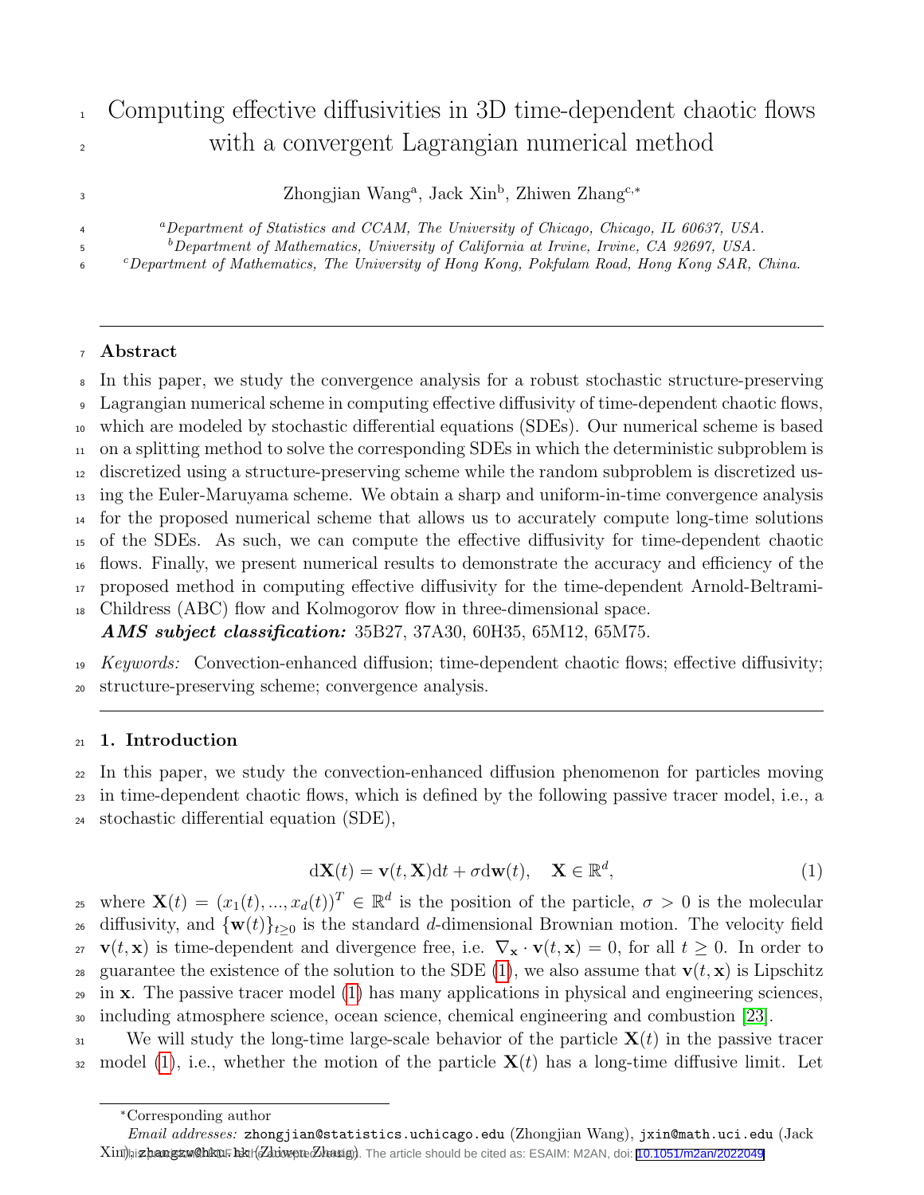# Computing effective diffusivities in 3D time-dependent chaotic flows with a convergent Lagrangian numerical method

Zhongjian Wang[a], Jack Xin[b], Zhiwen Zhang[c,*]

[a] *Department of Statistics and CCAM, The University of Chicago, Chicago, IL 60637, USA.*
[b] *Department of Mathematics, University of California at Irvine, Irvine, CA 92697, USA.*
[c] *Department of Mathematics, The University of Hong Kong, Pokfulam Road, Hong Kong SAR, China.*

## Abstract

In this paper, we study the convergence analysis for a robust stochastic structure-preserving Lagrangian numerical scheme in computing effective diffusivity of time-dependent chaotic flows, which are modeled by stochastic differential equations (SDEs). Our numerical scheme is based on a splitting method to solve the corresponding SDEs in which the deterministic subproblem is discretized using a structure-preserving scheme while the random subproblem is discretized using the Euler-Maruyama scheme. We obtain a sharp and uniform-in-time convergence analysis for the proposed numerical scheme that allows us to accurately compute long-time solutions of the SDEs. As such, we can compute the effective diffusivity for time-dependent chaotic flows. Finally, we present numerical results to demonstrate the accuracy and efficiency of the proposed method in computing effective diffusivity for the time-dependent Arnold-Beltrami-Childress (ABC) flow and Kolmogorov flow in three-dimensional space.

***AMS subject classification:*** 35B27, 37A30, 60H35, 65M12, 65M75.

*Keywords:* Convection-enhanced diffusion; time-dependent chaotic flows; effective diffusivity; structure-preserving scheme; convergence analysis.

## 1. Introduction

In this paper, we study the convection-enhanced diffusion phenomenon for particles moving in time-dependent chaotic flows, which is defined by the following passive tracer model, i.e., a stochastic differential equation (SDE),

$$\mathrm{d}\mathbf{X}(t) = \mathbf{v}(t, \mathbf{X})\mathrm{d}t + \sigma \mathrm{d}\mathbf{w}(t), \quad \mathbf{X} \in \mathbb{R}^d, \tag{1}$$

where $\mathbf{X}(t) = (x_1(t), ..., x_d(t))^T \in \mathbb{R}^d$ is the position of the particle, $\sigma > 0$ is the molecular diffusivity, and $\{\mathbf{w}(t)\}_{t\geq 0}$ is the standard $d$-dimensional Brownian motion. The velocity field $\mathbf{v}(t, \mathbf{x})$ is time-dependent and divergence free, i.e. $\nabla_{\mathbf{x}} \cdot \mathbf{v}(t, \mathbf{x}) = 0$, for all $t \geq 0$. In order to guarantee the existence of the solution to the SDE (1), we also assume that $\mathbf{v}(t, \mathbf{x})$ is Lipschitz in $\mathbf{x}$. The passive tracer model (1) has many applications in physical and engineering sciences, including atmosphere science, ocean science, chemical engineering and combustion [23].

We will study the long-time large-scale behavior of the particle $\mathbf{X}(t)$ in the passive tracer model (1), i.e., whether the motion of the particle $\mathbf{X}(t)$ has a long-time diffusive limit. Let

---

*Corresponding author

*Email addresses:* zhongjian@statistics.uchicago.edu (Zhongjian Wang), jxin@math.uci.edu (Jack Xin), zhangzw@hku.hk (Zhiwen Zhang)

This paper has been accepted (author version). The article should be cited as: ESAIM: M2AN, doi: 10.1051/m2an/2022049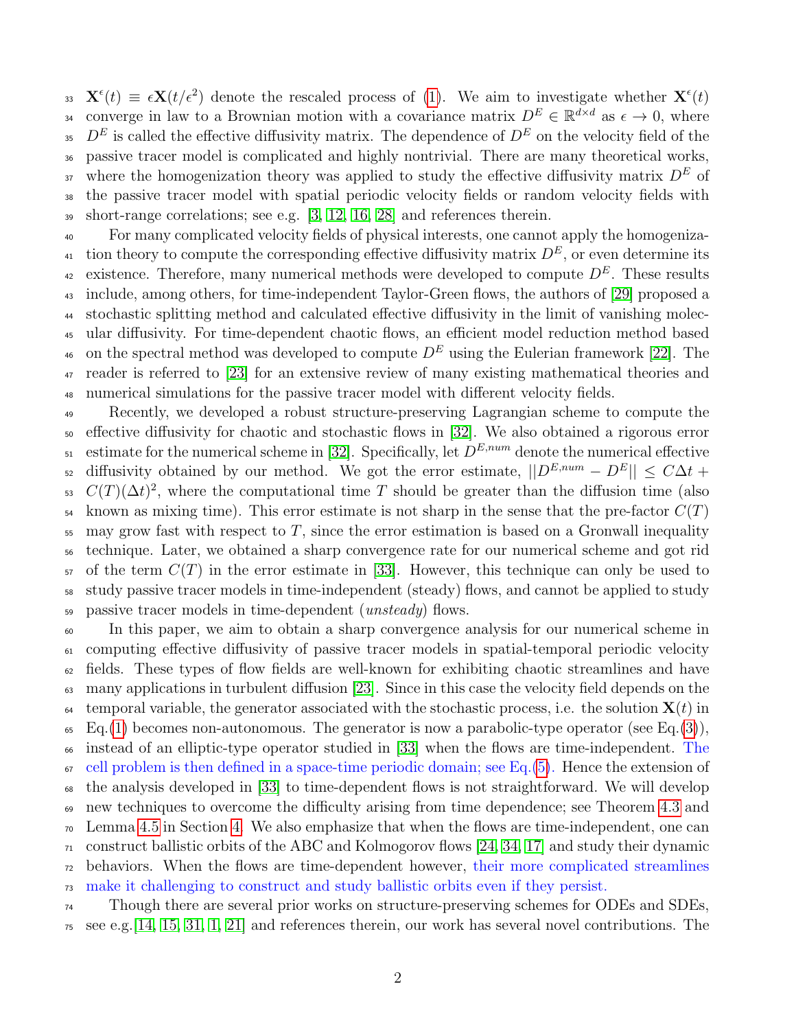$\mathbf{X}^{\epsilon}(t) \equiv \epsilon \mathbf{X}(t/\epsilon^2)$ denote the rescaled process of (1). We aim to investigate whether $\mathbf{X}^{\epsilon}(t)$ converge in law to a Brownian motion with a covariance matrix $D^E \in \mathbb{R}^{d\times d}$ as $\epsilon \to 0$, where $D^E$ is called the effective diffusivity matrix. The dependence of $D^E$ on the velocity field of the passive tracer model is complicated and highly nontrivial. There are many theoretical works, where the homogenization theory was applied to study the effective diffusivity matrix $D^E$ of the passive tracer model with spatial periodic velocity fields or random velocity fields with short-range correlations; see e.g. [3, 12, 16, 28] and references therein.

For many complicated velocity fields of physical interests, one cannot apply the homogenization theory to compute the corresponding effective diffusivity matrix $D^E$, or even determine its existence. Therefore, many numerical methods were developed to compute $D^E$. These results include, among others, for time-independent Taylor-Green flows, the authors of [29] proposed a stochastic splitting method and calculated effective diffusivity in the limit of vanishing molecular diffusivity. For time-dependent chaotic flows, an efficient model reduction method based on the spectral method was developed to compute $D^E$ using the Eulerian framework [22]. The reader is referred to [23] for an extensive review of many existing mathematical theories and numerical simulations for the passive tracer model with different velocity fields.

Recently, we developed a robust structure-preserving Lagrangian scheme to compute the effective diffusivity for chaotic and stochastic flows in [32]. We also obtained a rigorous error estimate for the numerical scheme in [32]. Specifically, let $D^{E,num}$ denote the numerical effective diffusivity obtained by our method. We got the error estimate, $||D^{E,num} - D^E|| \leq C\Delta t + C(T)(\Delta t)^2$, where the computational time $T$ should be greater than the diffusion time (also known as mixing time). This error estimate is not sharp in the sense that the pre-factor $C(T)$ may grow fast with respect to $T$, since the error estimation is based on a Gronwall inequality technique. Later, we obtained a sharp convergence rate for our numerical scheme and got rid of the term $C(T)$ in the error estimate in [33]. However, this technique can only be used to study passive tracer models in time-independent (steady) flows, and cannot be applied to study passive tracer models in time-dependent (*unsteady*) flows.

In this paper, we aim to obtain a sharp convergence analysis for our numerical scheme in computing effective diffusivity of passive tracer models in spatial-temporal periodic velocity fields. These types of flow fields are well-known for exhibiting chaotic streamlines and have many applications in turbulent diffusion [23]. Since in this case the velocity field depends on the temporal variable, the generator associated with the stochastic process, i.e. the solution $\mathbf{X}(t)$ in Eq.(1) becomes non-autonomous. The generator is now a parabolic-type operator (see Eq.(3)), instead of an elliptic-type operator studied in [33] when the flows are time-independent. The cell problem is then defined in a space-time periodic domain; see Eq.(5). Hence the extension of the analysis developed in [33] to time-dependent flows is not straightforward. We will develop new techniques to overcome the difficulty arising from time dependence; see Theorem 4.3 and Lemma 4.5 in Section 4. We also emphasize that when the flows are time-independent, one can construct ballistic orbits of the ABC and Kolmogorov flows [24, 34, 17] and study their dynamic behaviors. When the flows are time-dependent however, their more complicated streamlines make it challenging to construct and study ballistic orbits even if they persist.

Though there are several prior works on structure-preserving schemes for ODEs and SDEs, see e.g.[14, 15, 31, 1, 21] and references therein, our work has several novel contributions. The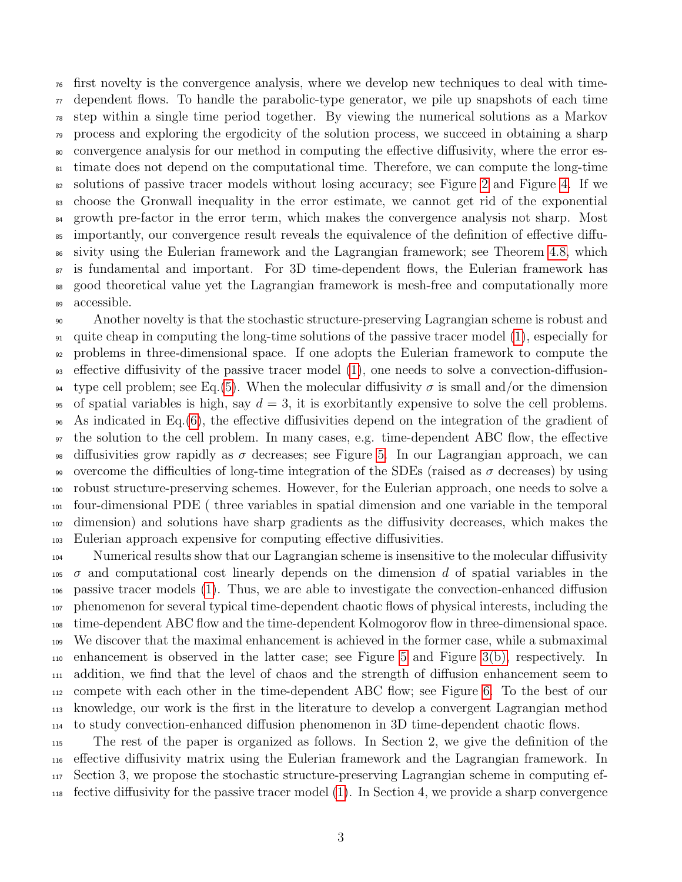first novelty is the convergence analysis, where we develop new techniques to deal with time-dependent flows. To handle the parabolic-type generator, we pile up snapshots of each time step within a single time period together. By viewing the numerical solutions as a Markov process and exploring the ergodicity of the solution process, we succeed in obtaining a sharp convergence analysis for our method in computing the effective diffusivity, where the error estimate does not depend on the computational time. Therefore, we can compute the long-time solutions of passive tracer models without losing accuracy; see Figure 2 and Figure 4. If we choose the Gronwall inequality in the error estimate, we cannot get rid of the exponential growth pre-factor in the error term, which makes the convergence analysis not sharp. Most importantly, our convergence result reveals the equivalence of the definition of effective diffusivity using the Eulerian framework and the Lagrangian framework; see Theorem 4.8, which is fundamental and important. For 3D time-dependent flows, the Eulerian framework has good theoretical value yet the Lagrangian framework is mesh-free and computationally more accessible.

Another novelty is that the stochastic structure-preserving Lagrangian scheme is robust and quite cheap in computing the long-time solutions of the passive tracer model (1), especially for problems in three-dimensional space. If one adopts the Eulerian framework to compute the effective diffusivity of the passive tracer model (1), one needs to solve a convection-diffusion-type cell problem; see Eq.(5). When the molecular diffusivity $\sigma$ is small and/or the dimension of spatial variables is high, say $d = 3$, it is exorbitantly expensive to solve the cell problems. As indicated in Eq.(6), the effective diffusivities depend on the integration of the gradient of the solution to the cell problem. In many cases, e.g. time-dependent ABC flow, the effective diffusivities grow rapidly as $\sigma$ decreases; see Figure 5. In our Lagrangian approach, we can overcome the difficulties of long-time integration of the SDEs (raised as $\sigma$ decreases) by using robust structure-preserving schemes. However, for the Eulerian approach, one needs to solve a four-dimensional PDE ( three variables in spatial dimension and one variable in the temporal dimension) and solutions have sharp gradients as the diffusivity decreases, which makes the Eulerian approach expensive for computing effective diffusivities.

Numerical results show that our Lagrangian scheme is insensitive to the molecular diffusivity $\sigma$ and computational cost linearly depends on the dimension $d$ of spatial variables in the passive tracer models (1). Thus, we are able to investigate the convection-enhanced diffusion phenomenon for several typical time-dependent chaotic flows of physical interests, including the time-dependent ABC flow and the time-dependent Kolmogorov flow in three-dimensional space. We discover that the maximal enhancement is achieved in the former case, while a submaximal enhancement is observed in the latter case; see Figure 5 and Figure 3(b), respectively. In addition, we find that the level of chaos and the strength of diffusion enhancement seem to compete with each other in the time-dependent ABC flow; see Figure 6. To the best of our knowledge, our work is the first in the literature to develop a convergent Lagrangian method to study convection-enhanced diffusion phenomenon in 3D time-dependent chaotic flows.

The rest of the paper is organized as follows. In Section 2, we give the definition of the effective diffusivity matrix using the Eulerian framework and the Lagrangian framework. In Section 3, we propose the stochastic structure-preserving Lagrangian scheme in computing effective diffusivity for the passive tracer model (1). In Section 4, we provide a sharp convergence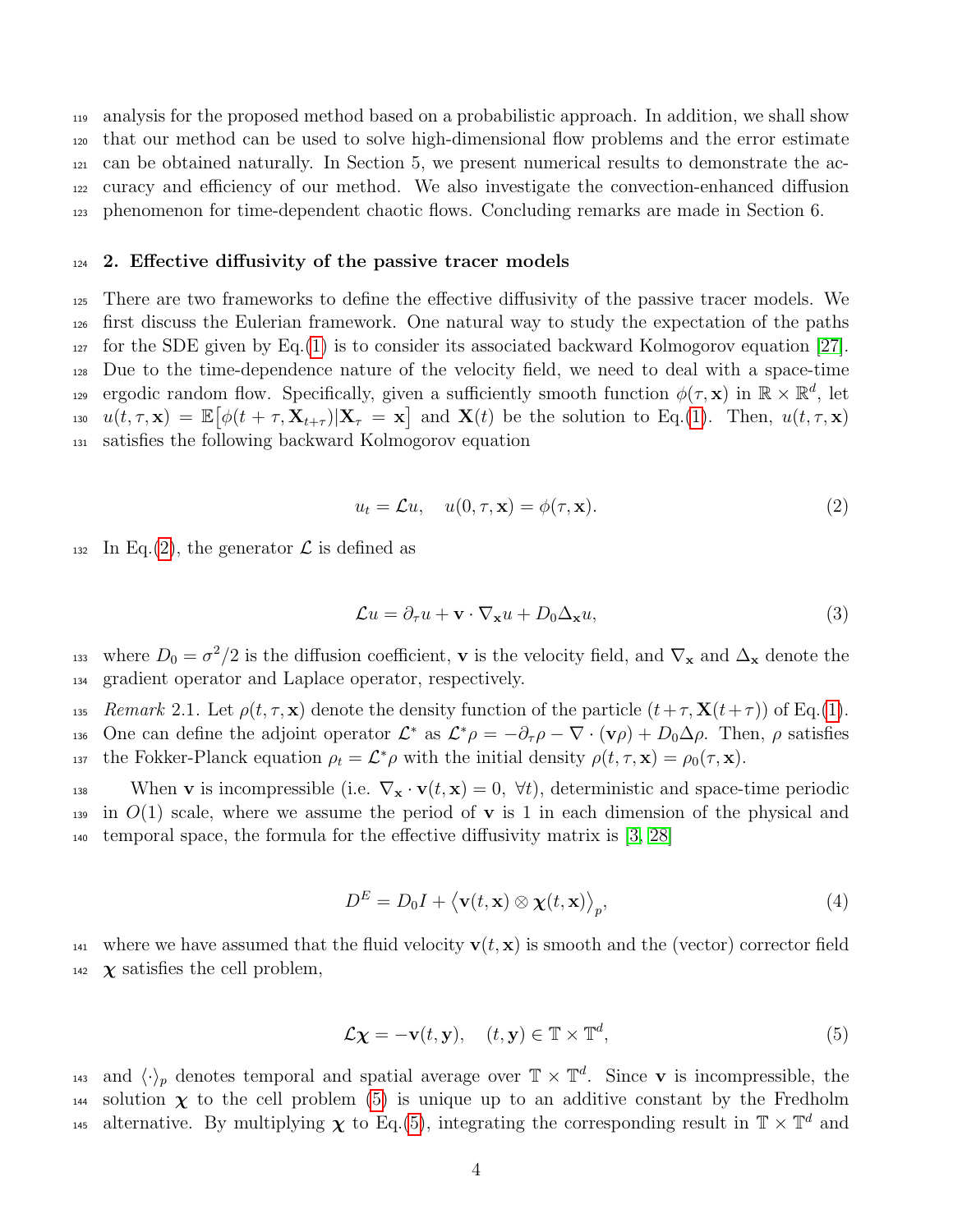analysis for the proposed method based on a probabilistic approach. In addition, we shall show that our method can be used to solve high-dimensional flow problems and the error estimate can be obtained naturally. In Section 5, we present numerical results to demonstrate the accuracy and efficiency of our method. We also investigate the convection-enhanced diffusion phenomenon for time-dependent chaotic flows. Concluding remarks are made in Section 6.

## 2. Effective diffusivity of the passive tracer models

There are two frameworks to define the effective diffusivity of the passive tracer models. We first discuss the Eulerian framework. One natural way to study the expectation of the paths for the SDE given by Eq.(1) is to consider its associated backward Kolmogorov equation [27]. Due to the time-dependence nature of the velocity field, we need to deal with a space-time ergodic random flow. Specifically, given a sufficiently smooth function $\phi(\tau, \mathbf{x})$ in $\mathbb{R} \times \mathbb{R}^d$, let $u(t, \tau, \mathbf{x}) = \mathbb{E}\big[\phi(t+\tau, \mathbf{X}_{t+\tau}) | \mathbf{X}_\tau = \mathbf{x}\big]$ and $\mathbf{X}(t)$ be the solution to Eq.(1). Then, $u(t, \tau, \mathbf{x})$ satisfies the following backward Kolmogorov equation

$$u_t = \mathcal{L}u, \quad u(0, \tau, \mathbf{x}) = \phi(\tau, \mathbf{x}). \tag{2}$$

In Eq.(2), the generator $\mathcal{L}$ is defined as

$$\mathcal{L}u = \partial_\tau u + \mathbf{v} \cdot \nabla_{\mathbf{x}} u + D_0 \Delta_{\mathbf{x}} u, \tag{3}$$

where $D_0 = \sigma^2/2$ is the diffusion coefficient, $\mathbf{v}$ is the velocity field, and $\nabla_{\mathbf{x}}$ and $\Delta_{\mathbf{x}}$ denote the gradient operator and Laplace operator, respectively.

*Remark* 2.1. Let $\rho(t, \tau, \mathbf{x})$ denote the density function of the particle $(t+\tau, \mathbf{X}(t+\tau))$ of Eq.(1). One can define the adjoint operator $\mathcal{L}^*$ as $\mathcal{L}^*\rho = -\partial_\tau \rho - \nabla \cdot (\mathbf{v}\rho) + D_0 \Delta \rho$. Then, $\rho$ satisfies the Fokker-Planck equation $\rho_t = \mathcal{L}^*\rho$ with the initial density $\rho(t, \tau, \mathbf{x}) = \rho_0(\tau, \mathbf{x})$.

When $\mathbf{v}$ is incompressible (i.e. $\nabla_{\mathbf{x}} \cdot \mathbf{v}(t, \mathbf{x}) = 0, \ \forall t$), deterministic and space-time periodic in $O(1)$ scale, where we assume the period of $\mathbf{v}$ is 1 in each dimension of the physical and temporal space, the formula for the effective diffusivity matrix is [3, 28]

$$D^E = D_0 I + \big\langle \mathbf{v}(t, \mathbf{x}) \otimes \boldsymbol{\chi}(t, \mathbf{x}) \big\rangle_p, \tag{4}$$

where we have assumed that the fluid velocity $\mathbf{v}(t, \mathbf{x})$ is smooth and the (vector) corrector field $\boldsymbol{\chi}$ satisfies the cell problem,

$$\mathcal{L}\boldsymbol{\chi} = -\mathbf{v}(t, \mathbf{y}), \quad (t, \mathbf{y}) \in \mathbb{T} \times \mathbb{T}^d, \tag{5}$$

and $\langle \cdot \rangle_p$ denotes temporal and spatial average over $\mathbb{T} \times \mathbb{T}^d$. Since $\mathbf{v}$ is incompressible, the solution $\boldsymbol{\chi}$ to the cell problem (5) is unique up to an additive constant by the Fredholm alternative. By multiplying $\boldsymbol{\chi}$ to Eq.(5), integrating the corresponding result in $\mathbb{T} \times \mathbb{T}^d$ and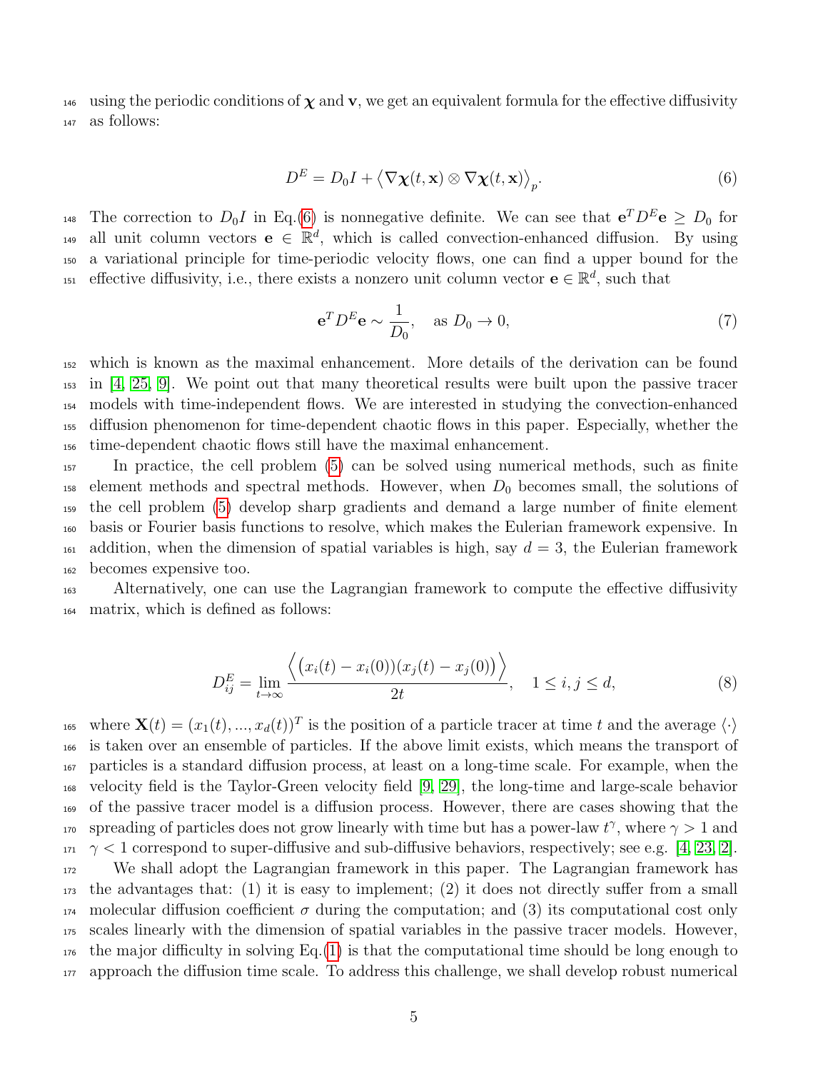using the periodic conditions of $\boldsymbol{\chi}$ and $\mathbf{v}$, we get an equivalent formula for the effective diffusivity as follows:

$$D^E = D_0 I + \big\langle \nabla \boldsymbol{\chi}(t,\mathbf{x}) \otimes \nabla \boldsymbol{\chi}(t,\mathbf{x}) \big\rangle_p. \tag{6}$$

The correction to $D_0 I$ in Eq.(6) is nonnegative definite. We can see that $\mathbf{e}^T D^E \mathbf{e} \geq D_0$ for all unit column vectors $\mathbf{e} \in \mathbb{R}^d$, which is called convection-enhanced diffusion. By using a variational principle for time-periodic velocity flows, one can find a upper bound for the effective diffusivity, i.e., there exists a nonzero unit column vector $\mathbf{e} \in \mathbb{R}^d$, such that

$$\mathbf{e}^T D^E \mathbf{e} \sim \frac{1}{D_0}, \quad \text{as } D_0 \to 0, \tag{7}$$

which is known as the maximal enhancement. More details of the derivation can be found in [4, 25, 9]. We point out that many theoretical results were built upon the passive tracer models with time-independent flows. We are interested in studying the convection-enhanced diffusion phenomenon for time-dependent chaotic flows in this paper. Especially, whether the time-dependent chaotic flows still have the maximal enhancement.

In practice, the cell problem (5) can be solved using numerical methods, such as finite element methods and spectral methods. However, when $D_0$ becomes small, the solutions of the cell problem (5) develop sharp gradients and demand a large number of finite element basis or Fourier basis functions to resolve, which makes the Eulerian framework expensive. In addition, when the dimension of spatial variables is high, say $d = 3$, the Eulerian framework becomes expensive too.

Alternatively, one can use the Lagrangian framework to compute the effective diffusivity matrix, which is defined as follows:

$$D^E_{ij} = \lim_{t\to\infty} \frac{\Big\langle \big(x_i(t) - x_i(0)\big)\big(x_j(t) - x_j(0)\big) \Big\rangle}{2t}, \quad 1 \leq i, j \leq d, \tag{8}$$

where $\mathbf{X}(t) = (x_1(t), ..., x_d(t))^T$ is the position of a particle tracer at time $t$ and the average $\langle \cdot \rangle$ is taken over an ensemble of particles. If the above limit exists, which means the transport of particles is a standard diffusion process, at least on a long-time scale. For example, when the velocity field is the Taylor-Green velocity field [9, 29], the long-time and large-scale behavior of the passive tracer model is a diffusion process. However, there are cases showing that the spreading of particles does not grow linearly with time but has a power-law $t^\gamma$, where $\gamma > 1$ and $\gamma < 1$ correspond to super-diffusive and sub-diffusive behaviors, respectively; see e.g. [4, 23, 2].

We shall adopt the Lagrangian framework in this paper. The Lagrangian framework has the advantages that: (1) it is easy to implement; (2) it does not directly suffer from a small molecular diffusion coefficient $\sigma$ during the computation; and (3) its computational cost only scales linearly with the dimension of spatial variables in the passive tracer models. However, the major difficulty in solving Eq.(1) is that the computational time should be long enough to approach the diffusion time scale. To address this challenge, we shall develop robust numerical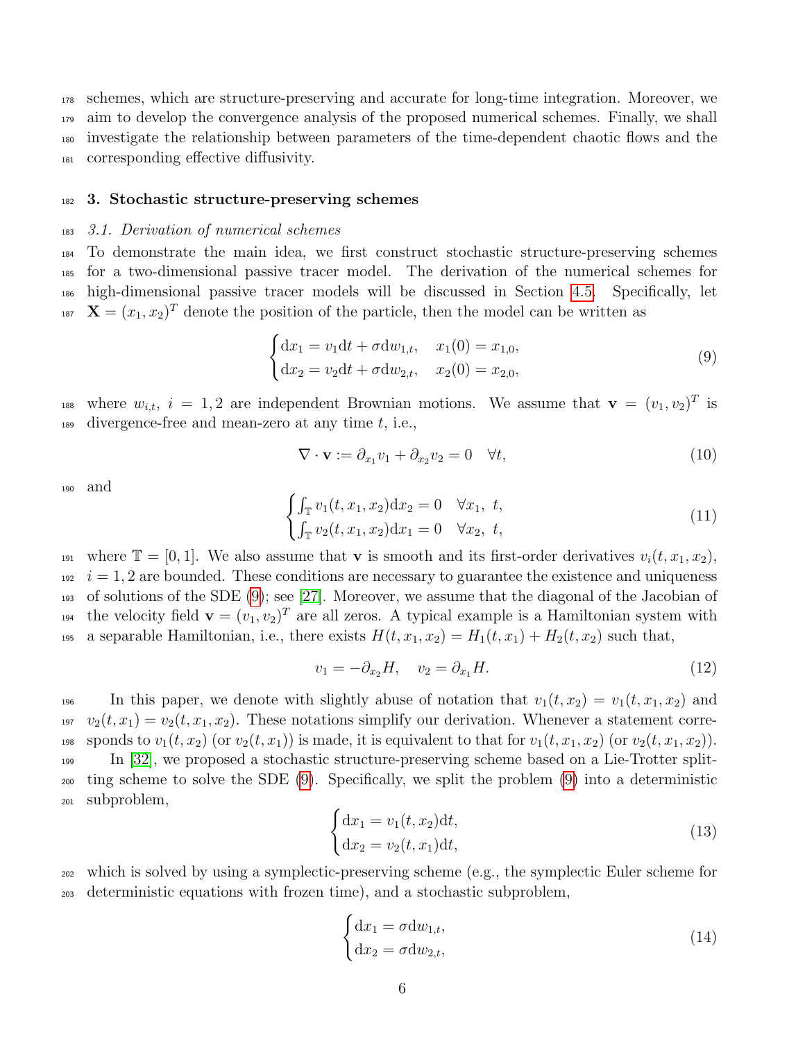schemes, which are structure-preserving and accurate for long-time integration. Moreover, we aim to develop the convergence analysis of the proposed numerical schemes. Finally, we shall investigate the relationship between parameters of the time-dependent chaotic flows and the corresponding effective diffusivity.

## 3. Stochastic structure-preserving schemes

### 3.1. Derivation of numerical schemes

To demonstrate the main idea, we first construct stochastic structure-preserving schemes for a two-dimensional passive tracer model. The derivation of the numerical schemes for high-dimensional passive tracer models will be discussed in Section 4.5. Specifically, let $\mathbf{X} = (x_1, x_2)^T$ denote the position of the particle, then the model can be written as

$$\begin{cases} \mathrm{d}x_1 = v_1 \mathrm{d}t + \sigma \mathrm{d}w_{1,t}, & x_1(0) = x_{1,0}, \\ \mathrm{d}x_2 = v_2 \mathrm{d}t + \sigma \mathrm{d}w_{2,t}, & x_2(0) = x_{2,0}, \end{cases} \tag{9}$$

where $w_{i,t}$, $i = 1, 2$ are independent Brownian motions. We assume that $\mathbf{v} = (v_1, v_2)^T$ is divergence-free and mean-zero at any time $t$, i.e.,

$$\nabla \cdot \mathbf{v} := \partial_{x_1} v_1 + \partial_{x_2} v_2 = 0 \quad \forall t, \tag{10}$$

and

$$\begin{cases} \int_{\mathbb{T}} v_1(t, x_1, x_2) \mathrm{d}x_2 = 0 & \forall x_1, \ t, \\ \int_{\mathbb{T}} v_2(t, x_1, x_2) \mathrm{d}x_1 = 0 & \forall x_2, \ t, \end{cases} \tag{11}$$

where $\mathbb{T} = [0, 1]$. We also assume that $\mathbf{v}$ is smooth and its first-order derivatives $v_i(t, x_1, x_2)$, $i = 1, 2$ are bounded. These conditions are necessary to guarantee the existence and uniqueness of solutions of the SDE (9); see [27]. Moreover, we assume that the diagonal of the Jacobian of the velocity field $\mathbf{v} = (v_1, v_2)^T$ are all zeros. A typical example is a Hamiltonian system with a separable Hamiltonian, i.e., there exists $H(t, x_1, x_2) = H_1(t, x_1) + H_2(t, x_2)$ such that,

$$v_1 = -\partial_{x_2} H, \quad v_2 = \partial_{x_1} H. \tag{12}$$

In this paper, we denote with slightly abuse of notation that $v_1(t, x_2) = v_1(t, x_1, x_2)$ and $v_2(t, x_1) = v_2(t, x_1, x_2)$. These notations simplify our derivation. Whenever a statement corresponds to $v_1(t, x_2)$ (or $v_2(t, x_1)$) is made, it is equivalent to that for $v_1(t, x_1, x_2)$ (or $v_2(t, x_1, x_2)$).

In [32], we proposed a stochastic structure-preserving scheme based on a Lie-Trotter splitting scheme to solve the SDE (9). Specifically, we split the problem (9) into a deterministic subproblem,

$$\begin{cases} \mathrm{d}x_1 = v_1(t, x_2) \mathrm{d}t, \\ \mathrm{d}x_2 = v_2(t, x_1) \mathrm{d}t, \end{cases} \tag{13}$$

which is solved by using a symplectic-preserving scheme (e.g., the symplectic Euler scheme for deterministic equations with frozen time), and a stochastic subproblem,

$$\begin{cases} \mathrm{d}x_1 = \sigma \mathrm{d}w_{1,t}, \\ \mathrm{d}x_2 = \sigma \mathrm{d}w_{2,t}, \end{cases} \tag{14}$$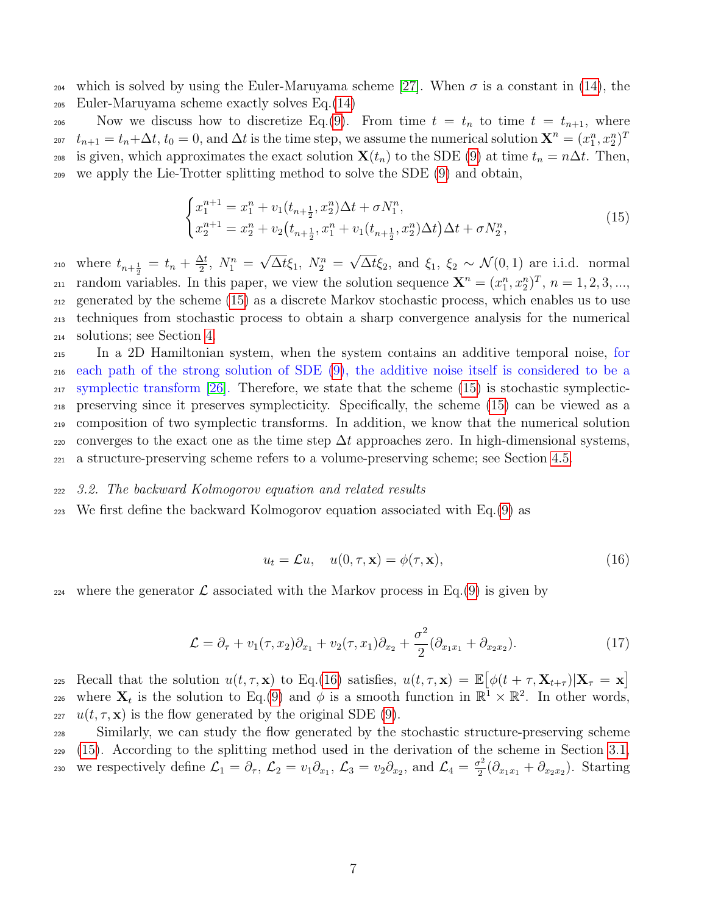which is solved by using the Euler-Maruyama scheme [27]. When $\sigma$ is a constant in (14), the Euler-Maruyama scheme exactly solves Eq.(14)

Now we discuss how to discretize Eq.(9). From time $t = t_n$ to time $t = t_{n+1}$, where $t_{n+1} = t_n + \Delta t$, $t_0 = 0$, and $\Delta t$ is the time step, we assume the numerical solution $\mathbf{X}^n = (x_1^n, x_2^n)^T$ is given, which approximates the exact solution $\mathbf{X}(t_n)$ to the SDE (9) at time $t_n = n\Delta t$. Then, we apply the Lie-Trotter splitting method to solve the SDE (9) and obtain,

$$
\begin{cases}
x_1^{n+1} = x_1^n + v_1(t_{n+\frac{1}{2}}, x_2^n)\Delta t + \sigma N_1^n, \\
x_2^{n+1} = x_2^n + v_2\big(t_{n+\frac{1}{2}}, x_1^n + v_1(t_{n+\frac{1}{2}}, x_2^n)\Delta t\big)\Delta t + \sigma N_2^n,
\end{cases}
\tag{15}
$$

where $t_{n+\frac{1}{2}} = t_n + \frac{\Delta t}{2}$, $N_1^n = \sqrt{\Delta t}\xi_1$, $N_2^n = \sqrt{\Delta t}\xi_2$, and $\xi_1$, $\xi_2 \sim \mathcal{N}(0,1)$ are i.i.d. normal random variables. In this paper, we view the solution sequence $\mathbf{X}^n = (x_1^n, x_2^n)^T$, $n = 1, 2, 3, ...$, generated by the scheme (15) as a discrete Markov stochastic process, which enables us to use techniques from stochastic process to obtain a sharp convergence analysis for the numerical solutions; see Section 4.

In a 2D Hamiltonian system, when the system contains an additive temporal noise, for each path of the strong solution of SDE (9), the additive noise itself is considered to be a symplectic transform [26]. Therefore, we state that the scheme (15) is stochastic symplectic-preserving since it preserves symplecticity. Specifically, the scheme (15) can be viewed as a composition of two symplectic transforms. In addition, we know that the numerical solution converges to the exact one as the time step $\Delta t$ approaches zero. In high-dimensional systems, a structure-preserving scheme refers to a volume-preserving scheme; see Section 4.5.

### *3.2. The backward Kolmogorov equation and related results*

We first define the backward Kolmogorov equation associated with Eq.(9) as

$$
u_t = \mathcal{L}u, \quad u(0, \tau, \mathbf{x}) = \phi(\tau, \mathbf{x}),
\tag{16}
$$

where the generator $\mathcal{L}$ associated with the Markov process in Eq.(9) is given by

$$
\mathcal{L} = \partial_\tau + v_1(\tau, x_2)\partial_{x_1} + v_2(\tau, x_1)\partial_{x_2} + \frac{\sigma^2}{2}(\partial_{x_1x_1} + \partial_{x_2x_2}).
\tag{17}
$$

Recall that the solution $u(t, \tau, \mathbf{x})$ to Eq.(16) satisfies, $u(t, \tau, \mathbf{x}) = \mathbb{E}\big[\phi(t + \tau, \mathbf{X}_{t+\tau}) | \mathbf{X}_\tau = \mathbf{x}\big]$ where $\mathbf{X}_t$ is the solution to Eq.(9) and $\phi$ is a smooth function in $\mathbb{R}^1 \times \mathbb{R}^2$. In other words, $u(t, \tau, \mathbf{x})$ is the flow generated by the original SDE (9).

Similarly, we can study the flow generated by the stochastic structure-preserving scheme (15). According to the splitting method used in the derivation of the scheme in Section 3.1, we respectively define $\mathcal{L}_1 = \partial_\tau$, $\mathcal{L}_2 = v_1\partial_{x_1}$, $\mathcal{L}_3 = v_2\partial_{x_2}$, and $\mathcal{L}_4 = \frac{\sigma^2}{2}(\partial_{x_1x_1} + \partial_{x_2x_2})$. Starting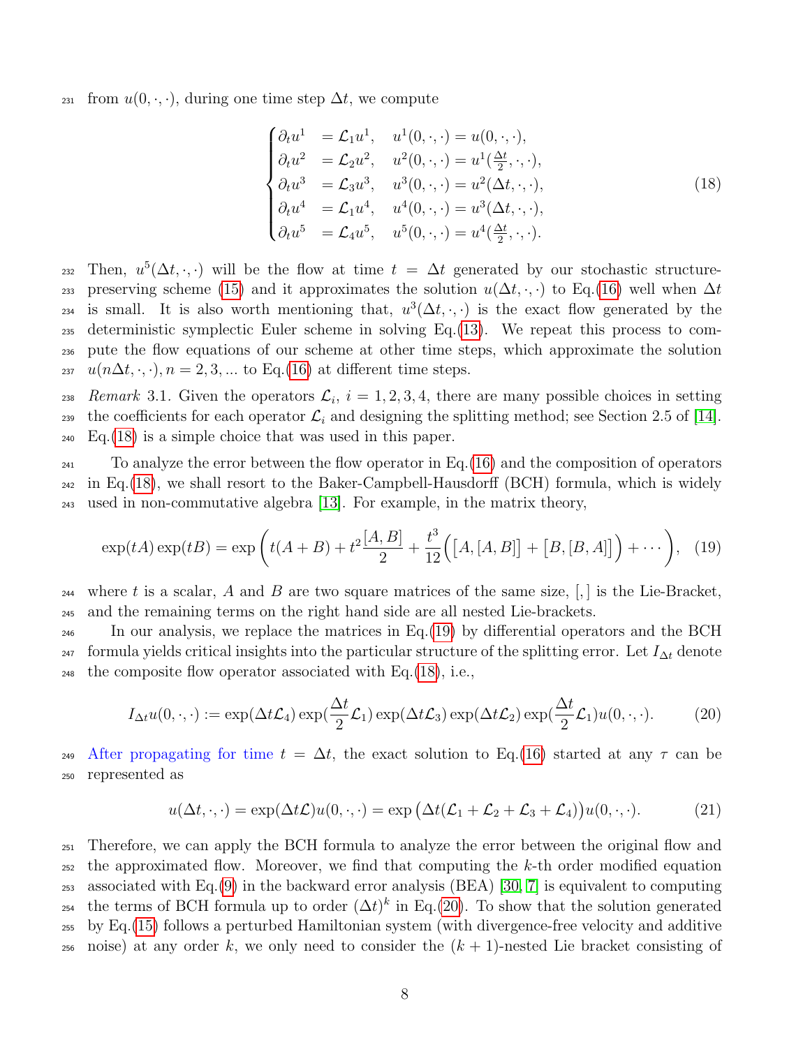from $u(0,\cdot,\cdot)$, during one time step $\Delta t$, we compute

$$
\begin{cases}
\partial_t u^1 &= \mathcal{L}_1 u^1, \quad u^1(0,\cdot,\cdot) = u(0,\cdot,\cdot), \\
\partial_t u^2 &= \mathcal{L}_2 u^2, \quad u^2(0,\cdot,\cdot) = u^1(\frac{\Delta t}{2},\cdot,\cdot), \\
\partial_t u^3 &= \mathcal{L}_3 u^3, \quad u^3(0,\cdot,\cdot) = u^2(\Delta t,\cdot,\cdot), \\
\partial_t u^4 &= \mathcal{L}_1 u^4, \quad u^4(0,\cdot,\cdot) = u^3(\Delta t,\cdot,\cdot), \\
\partial_t u^5 &= \mathcal{L}_4 u^5, \quad u^5(0,\cdot,\cdot) = u^4(\frac{\Delta t}{2},\cdot,\cdot).
\end{cases}
\tag{18}
$$

Then, $u^5(\Delta t,\cdot,\cdot)$ will be the flow at time $t = \Delta t$ generated by our stochastic structure-preserving scheme (15) and it approximates the solution $u(\Delta t,\cdot,\cdot)$ to Eq.(16) well when $\Delta t$ is small. It is also worth mentioning that, $u^3(\Delta t,\cdot,\cdot)$ is the exact flow generated by the deterministic symplectic Euler scheme in solving Eq.(13). We repeat this process to compute the flow equations of our scheme at other time steps, which approximate the solution $u(n\Delta t,\cdot,\cdot), n = 2,3,...$ to Eq.(16) at different time steps.

*Remark* 3.1. Given the operators $\mathcal{L}_i$, $i = 1,2,3,4$, there are many possible choices in setting the coefficients for each operator $\mathcal{L}_i$ and designing the splitting method; see Section 2.5 of [14]. Eq.(18) is a simple choice that was used in this paper.

To analyze the error between the flow operator in Eq.(16) and the composition of operators in Eq.(18), we shall resort to the Baker-Campbell-Hausdorff (BCH) formula, which is widely used in non-commutative algebra [13]. For example, in the matrix theory,

$$
\exp(tA)\exp(tB) = \exp\left( t(A+B) + t^2\frac{[A,B]}{2} + \frac{t^3}{12}\Big(\big[A,[A,B]\big] + \big[B,[B,A]\big]\Big) + \cdots \right), \tag{19}
$$

where $t$ is a scalar, $A$ and $B$ are two square matrices of the same size, $[,]$ is the Lie-Bracket, and the remaining terms on the right hand side are all nested Lie-brackets.

In our analysis, we replace the matrices in Eq.(19) by differential operators and the BCH formula yields critical insights into the particular structure of the splitting error. Let $I_{\Delta t}$ denote the composite flow operator associated with Eq.(18), i.e.,

$$
I_{\Delta t} u(0,\cdot,\cdot) := \exp(\Delta t \mathcal{L}_4)\exp(\frac{\Delta t}{2}\mathcal{L}_1)\exp(\Delta t \mathcal{L}_3)\exp(\Delta t \mathcal{L}_2)\exp(\frac{\Delta t}{2}\mathcal{L}_1) u(0,\cdot,\cdot). \tag{20}
$$

After propagating for time $t = \Delta t$, the exact solution to Eq.(16) started at any $\tau$ can be represented as

$$
u(\Delta t,\cdot,\cdot) = \exp(\Delta t \mathcal{L}) u(0,\cdot,\cdot) = \exp\big(\Delta t(\mathcal{L}_1 + \mathcal{L}_2 + \mathcal{L}_3 + \mathcal{L}_4)\big) u(0,\cdot,\cdot). \tag{21}
$$

Therefore, we can apply the BCH formula to analyze the error between the original flow and the approximated flow. Moreover, we find that computing the $k$-th order modified equation associated with Eq.(9) in the backward error analysis (BEA) [30, 7] is equivalent to computing the terms of BCH formula up to order $(\Delta t)^k$ in Eq.(20). To show that the solution generated by Eq.(15) follows a perturbed Hamiltonian system (with divergence-free velocity and additive noise) at any order $k$, we only need to consider the $(k+1)$-nested Lie bracket consisting of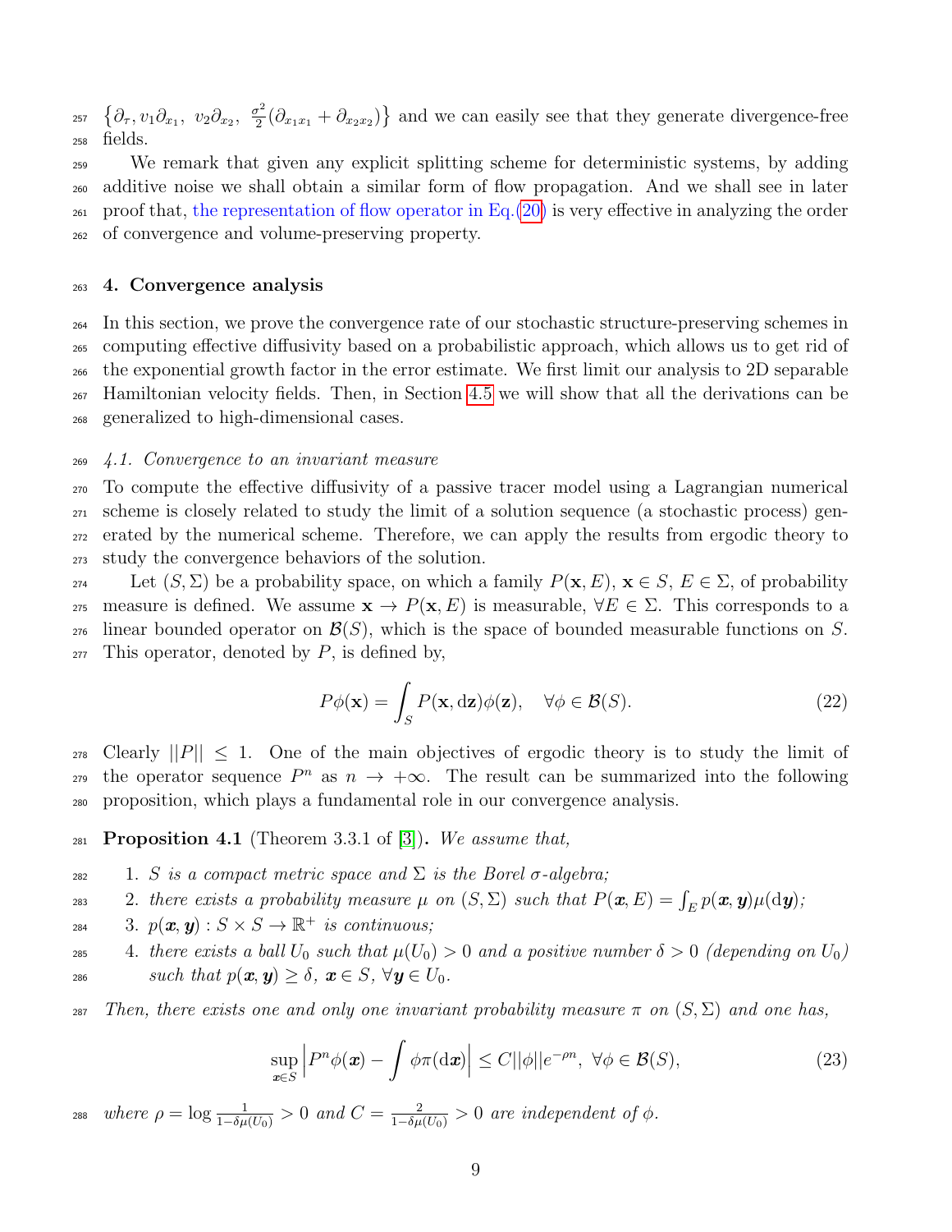$\left\{\partial_\tau, v_1\partial_{x_1},\ v_2\partial_{x_2},\ \frac{\sigma^2}{2}(\partial_{x_1x_1}+\partial_{x_2x_2})\right\}$ and we can easily see that they generate divergence-free fields.

We remark that given any explicit splitting scheme for deterministic systems, by adding additive noise we shall obtain a similar form of flow propagation. And we shall see in later proof that, the representation of flow operator in Eq.(20) is very effective in analyzing the order of convergence and volume-preserving property.

## 4. Convergence analysis

In this section, we prove the convergence rate of our stochastic structure-preserving schemes in computing effective diffusivity based on a probabilistic approach, which allows us to get rid of the exponential growth factor in the error estimate. We first limit our analysis to 2D separable Hamiltonian velocity fields. Then, in Section 4.5 we will show that all the derivations can be generalized to high-dimensional cases.

### *4.1. Convergence to an invariant measure*

To compute the effective diffusivity of a passive tracer model using a Lagrangian numerical scheme is closely related to study the limit of a solution sequence (a stochastic process) generated by the numerical scheme. Therefore, we can apply the results from ergodic theory to study the convergence behaviors of the solution.

Let $(S,\Sigma)$ be a probability space, on which a family $P(\mathbf{x},E)$, $\mathbf{x}\in S$, $E\in\Sigma$, of probability measure is defined. We assume $\mathbf{x}\to P(\mathbf{x},E)$ is measurable, $\forall E\in\Sigma$. This corresponds to a linear bounded operator on $\mathcal{B}(S)$, which is the space of bounded measurable functions on $S$. This operator, denoted by $P$, is defined by,

$$P\phi(\mathbf{x}) = \int_S P(\mathbf{x},\mathrm{d}\mathbf{z})\phi(\mathbf{z}), \quad \forall\phi\in\mathcal{B}(S). \tag{22}$$

Clearly $||P||\leq 1$. One of the main objectives of ergodic theory is to study the limit of the operator sequence $P^n$ as $n\to+\infty$. The result can be summarized into the following proposition, which plays a fundamental role in our convergence analysis.

**Proposition 4.1** (Theorem 3.3.1 of [3]). *We assume that,*

1. *$S$ is a compact metric space and $\Sigma$ is the Borel $\sigma$-algebra;*
2. *there exists a probability measure $\mu$ on $(S,\Sigma)$ such that $P(\boldsymbol{x},E)=\int_E p(\boldsymbol{x},\boldsymbol{y})\mu(\mathrm{d}\boldsymbol{y})$;*
3. *$p(\boldsymbol{x},\boldsymbol{y}): S\times S\to\mathbb{R}^+$ is continuous;*
4. *there exists a ball $U_0$ such that $\mu(U_0)>0$ and a positive number $\delta>0$ (depending on $U_0$) such that $p(\boldsymbol{x},\boldsymbol{y})\geq\delta$, $\boldsymbol{x}\in S$, $\forall\boldsymbol{y}\in U_0$.*

*Then, there exists one and only one invariant probability measure $\pi$ on $(S,\Sigma)$ and one has,*

$$\sup_{\boldsymbol{x}\in S}\Big|P^n\phi(\boldsymbol{x}) - \int\phi\pi(\mathrm{d}\boldsymbol{x})\Big| \leq C||\phi||e^{-\rho n},\ \forall\phi\in\mathcal{B}(S), \tag{23}$$

*where $\rho=\log\frac{1}{1-\delta\mu(U_0)}>0$ and $C=\frac{2}{1-\delta\mu(U_0)}>0$ are independent of $\phi$.*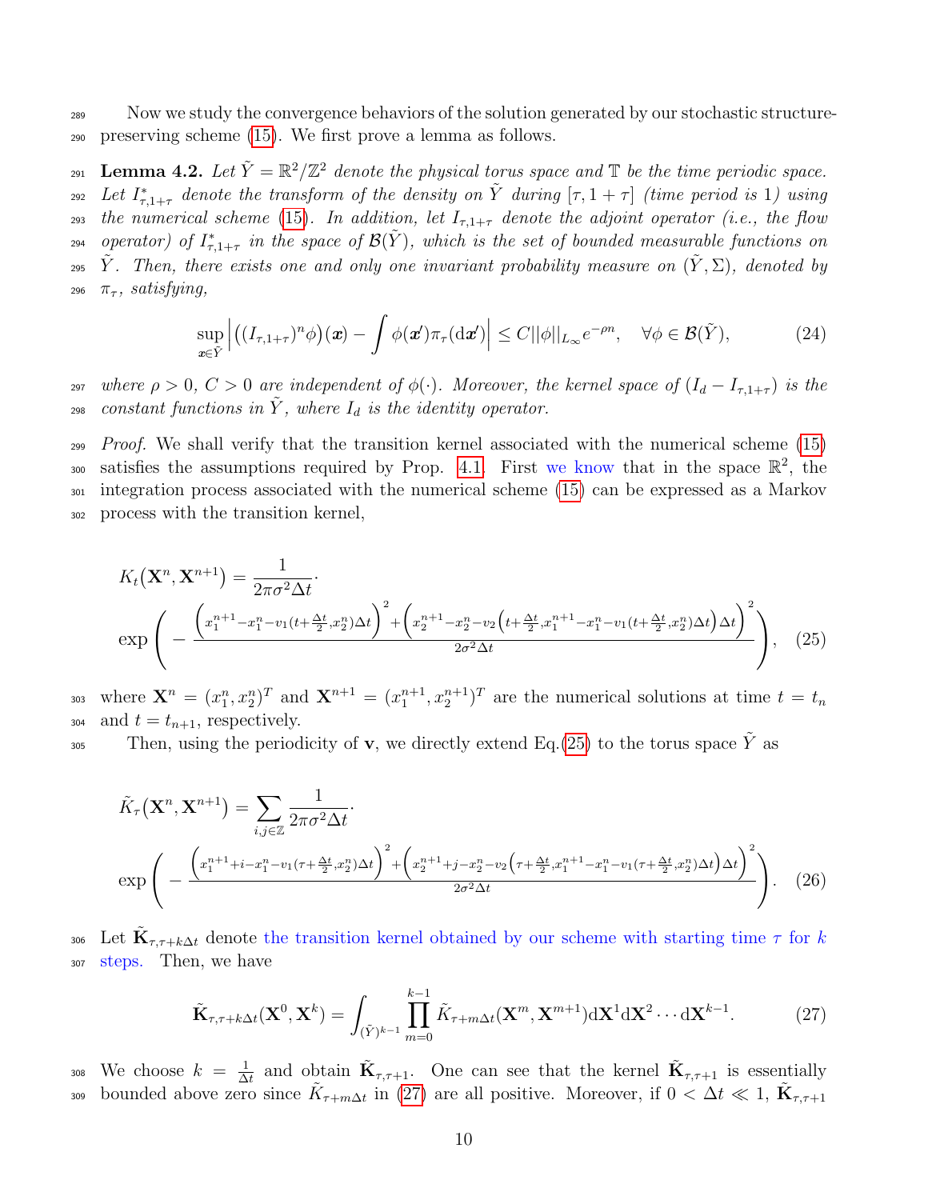Now we study the convergence behaviors of the solution generated by our stochastic structure-preserving scheme (15). We first prove a lemma as follows.

**Lemma 4.2.** *Let $\tilde{Y} = \mathbb{R}^2/\mathbb{Z}^2$ denote the physical torus space and $\mathbb{T}$ be the time periodic space. Let $I^*_{\tau,1+\tau}$ denote the transform of the density on $\tilde{Y}$ during $[\tau, 1+\tau]$ (time period is 1) using the numerical scheme (15). In addition, let $I_{\tau,1+\tau}$ denote the adjoint operator (i.e., the flow operator) of $I^*_{\tau,1+\tau}$ in the space of $\mathcal{B}(\tilde{Y})$, which is the set of bounded measurable functions on $\tilde{Y}$. Then, there exists one and only one invariant probability measure on $(\tilde{Y}, \Sigma)$, denoted by $\pi_\tau$, satisfying,*

$$\sup_{\boldsymbol{x}\in\tilde{Y}} \Big| \big((I_{\tau,1+\tau})^n \phi\big)(\boldsymbol{x}) - \int \phi(\boldsymbol{x}')\pi_\tau(\mathrm{d}\boldsymbol{x}') \Big| \le C||\phi||_{L_\infty} e^{-\rho n}, \quad \forall \phi \in \mathcal{B}(\tilde{Y}), \tag{24}$$

*where $\rho > 0$, $C > 0$ are independent of $\phi(\cdot)$. Moreover, the kernel space of $(I_d - I_{\tau,1+\tau})$ is the constant functions in $\tilde{Y}$, where $I_d$ is the identity operator.*

*Proof.* We shall verify that the transition kernel associated with the numerical scheme (15) satisfies the assumptions required by Prop. 4.1. First we know that in the space $\mathbb{R}^2$, the integration process associated with the numerical scheme (15) can be expressed as a Markov process with the transition kernel,

$$K_t\big(\mathbf{X}^n, \mathbf{X}^{n+1}\big) = \frac{1}{2\pi\sigma^2\Delta t} \cdot \exp\left( - \frac{\Big(x_1^{n+1} - x_1^n - v_1(t+\frac{\Delta t}{2}, x_2^n)\Delta t\Big)^2 + \Big(x_2^{n+1} - x_2^n - v_2\big(t+\frac{\Delta t}{2}, x_1^{n+1} - x_1^n - v_1(t+\frac{\Delta t}{2}, x_2^n)\Delta t\big)\Delta t\Big)^2}{2\sigma^2\Delta t} \right), \tag{25}$$

where $\mathbf{X}^n = (x_1^n, x_2^n)^T$ and $\mathbf{X}^{n+1} = (x_1^{n+1}, x_2^{n+1})^T$ are the numerical solutions at time $t = t_n$ and $t = t_{n+1}$, respectively.

Then, using the periodicity of $\mathbf{v}$, we directly extend Eq.(25) to the torus space $\tilde{Y}$ as

$$\tilde{K}_\tau\big(\mathbf{X}^n, \mathbf{X}^{n+1}\big) = \sum_{i,j\in\mathbb{Z}} \frac{1}{2\pi\sigma^2\Delta t} \cdot \exp\left( - \frac{\Big(x_1^{n+1} + i - x_1^n - v_1(\tau+\frac{\Delta t}{2}, x_2^n)\Delta t\Big)^2 + \Big(x_2^{n+1} + j - x_2^n - v_2\big(\tau+\frac{\Delta t}{2}, x_1^{n+1} - x_1^n - v_1(\tau+\frac{\Delta t}{2}, x_2^n)\Delta t\big)\Delta t\Big)^2}{2\sigma^2\Delta t} \right). \tag{26}$$

Let $\tilde{\mathbf{K}}_{\tau,\tau+k\Delta t}$ denote the transition kernel obtained by our scheme with starting time $\tau$ for $k$ steps. Then, we have

$$\tilde{\mathbf{K}}_{\tau,\tau+k\Delta t}(\mathbf{X}^0, \mathbf{X}^k) = \int_{(\tilde{Y})^{k-1}} \prod_{m=0}^{k-1} \tilde{K}_{\tau+m\Delta t}(\mathbf{X}^m, \mathbf{X}^{m+1}) \mathrm{d}\mathbf{X}^1 \mathrm{d}\mathbf{X}^2 \cdots \mathrm{d}\mathbf{X}^{k-1}. \tag{27}$$

We choose $k = \frac{1}{\Delta t}$ and obtain $\tilde{\mathbf{K}}_{\tau,\tau+1}$. One can see that the kernel $\tilde{\mathbf{K}}_{\tau,\tau+1}$ is essentially bounded above zero since $\tilde{K}_{\tau+m\Delta t}$ in (27) are all positive. Moreover, if $0 < \Delta t \ll 1$, $\tilde{\mathbf{K}}_{\tau,\tau+1}$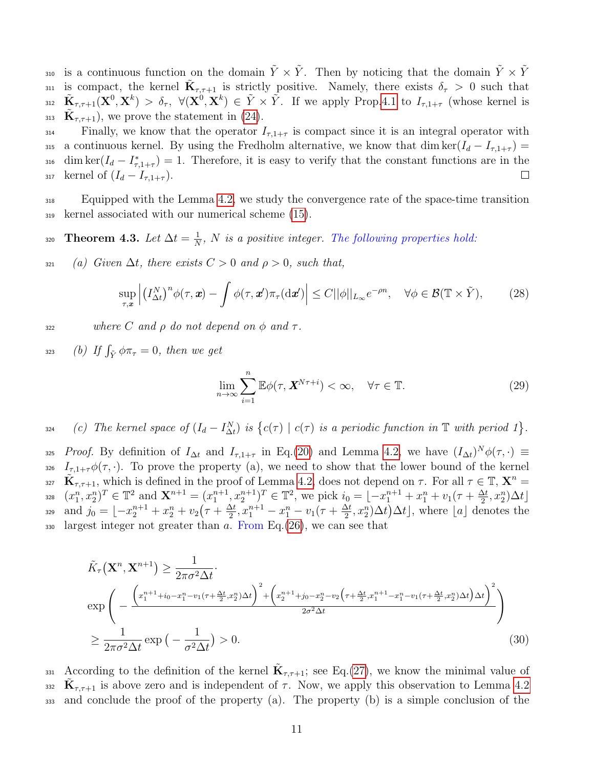is a continuous function on the domain $\tilde{Y} \times \tilde{Y}$. Then by noticing that the domain $\tilde{Y} \times \tilde{Y}$ is compact, the kernel $\tilde{\mathbf{K}}_{\tau,\tau+1}$ is strictly positive. Namely, there exists $\delta_\tau > 0$ such that $\tilde{\mathbf{K}}_{\tau,\tau+1}(\mathbf{X}^0, \mathbf{X}^k) > \delta_\tau$, $\forall (\mathbf{X}^0, \mathbf{X}^k) \in \tilde{Y} \times \tilde{Y}$. If we apply Prop.4.1 to $I_{\tau,1+\tau}$ (whose kernel is $\tilde{\mathbf{K}}_{\tau,\tau+1}$), we prove the statement in (24).

Finally, we know that the operator $I_{\tau,1+\tau}$ is compact since it is an integral operator with a continuous kernel. By using the Fredholm alternative, we know that $\dim\ker(I_d - I_{\tau,1+\tau}) = \dim\ker(I_d - I^*_{\tau,1+\tau}) = 1$. Therefore, it is easy to verify that the constant functions are in the kernel of $(I_d - I_{\tau,1+\tau})$. □

Equipped with the Lemma 4.2, we study the convergence rate of the space-time transition kernel associated with our numerical scheme (15).

**Theorem 4.3.** *Let $\Delta t = \frac{1}{N}$, $N$ is a positive integer. The following properties hold:*

*(a) Given $\Delta t$, there exists $C > 0$ and $\rho > 0$, such that,*

$$\sup_{\tau,\boldsymbol{x}} \left| \left(I^N_{\Delta t}\right)^n \phi(\tau, \boldsymbol{x}) - \int \phi(\tau, \boldsymbol{x}')\pi_\tau(\mathrm{d}\boldsymbol{x}') \right| \leq C||\phi||_{L_\infty} e^{-\rho n}, \quad \forall \phi \in \mathcal{B}(\mathbb{T} \times \tilde{Y}), \tag{28}$$

*where $C$ and $\rho$ do not depend on $\phi$ and $\tau$.*

*(b) If $\int_{\tilde{Y}} \phi \pi_\tau = 0$, then we get*

$$\lim_{n\to\infty} \sum_{i=1}^{n} \mathbb{E}\phi(\tau, \boldsymbol{X}^{N\tau+i}) < \infty, \quad \forall \tau \in \mathbb{T}. \tag{29}$$

*(c) The kernel space of $(I_d - I^N_{\Delta t})$ is $\{c(\tau) \mid c(\tau)$ is a periodic function in $\mathbb{T}$ with period 1$\}$.*

*Proof.* By definition of $I_{\Delta t}$ and $I_{\tau,1+\tau}$ in Eq.(20) and Lemma 4.2, we have $(I_{\Delta t})^N \phi(\tau, \cdot) \equiv I_{\tau,1+\tau}\phi(\tau, \cdot)$. To prove the property (a), we need to show that the lower bound of the kernel $\tilde{\mathbf{K}}_{\tau,\tau+1}$, which is defined in the proof of Lemma 4.2, does not depend on $\tau$. For all $\tau \in \mathbb{T}$, $\mathbf{X}^n = (x_1^n, x_2^n)^T \in \mathbb{T}^2$ and $\mathbf{X}^{n+1} = (x_1^{n+1}, x_2^{n+1})^T \in \mathbb{T}^2$, we pick $i_0 = \lfloor -x_1^{n+1} + x_1^n + v_1(\tau + \frac{\Delta t}{2}, x_2^n)\Delta t \rfloor$ and $j_0 = \lfloor -x_2^{n+1} + x_2^n + v_2\big(\tau + \frac{\Delta t}{2}, x_1^{n+1} - x_1^n - v_1(\tau + \frac{\Delta t}{2}, x_2^n)\Delta t\big)\Delta t \rfloor$, where $\lfloor a \rfloor$ denotes the largest integer not greater than $a$. From Eq.(26), we can see that

$$\begin{aligned}
\tilde{K}_\tau(\mathbf{X}^n, \mathbf{X}^{n+1}) &\geq \frac{1}{2\pi\sigma^2\Delta t} \cdot \\
&\exp\left( - \frac{\left(x_1^{n+1} + i_0 - x_1^n - v_1(\tau + \frac{\Delta t}{2}, x_2^n)\Delta t\right)^2 + \left(x_2^{n+1} + j_0 - x_2^n - v_2\left(\tau + \frac{\Delta t}{2}, x_1^{n+1} - x_1^n - v_1(\tau + \frac{\Delta t}{2}, x_2^n)\Delta t\right)\Delta t\right)^2}{2\sigma^2\Delta t} \right) \\
&\geq \frac{1}{2\pi\sigma^2\Delta t} \exp\left(-\frac{1}{\sigma^2\Delta t}\right) > 0.
\end{aligned} \tag{30}$$

According to the definition of the kernel $\tilde{\mathbf{K}}_{\tau,\tau+1}$; see Eq.(27), we know the minimal value of $\tilde{\mathbf{K}}_{\tau,\tau+1}$ is above zero and is independent of $\tau$. Now, we apply this observation to Lemma 4.2 and conclude the proof of the property (a). The property (b) is a simple conclusion of the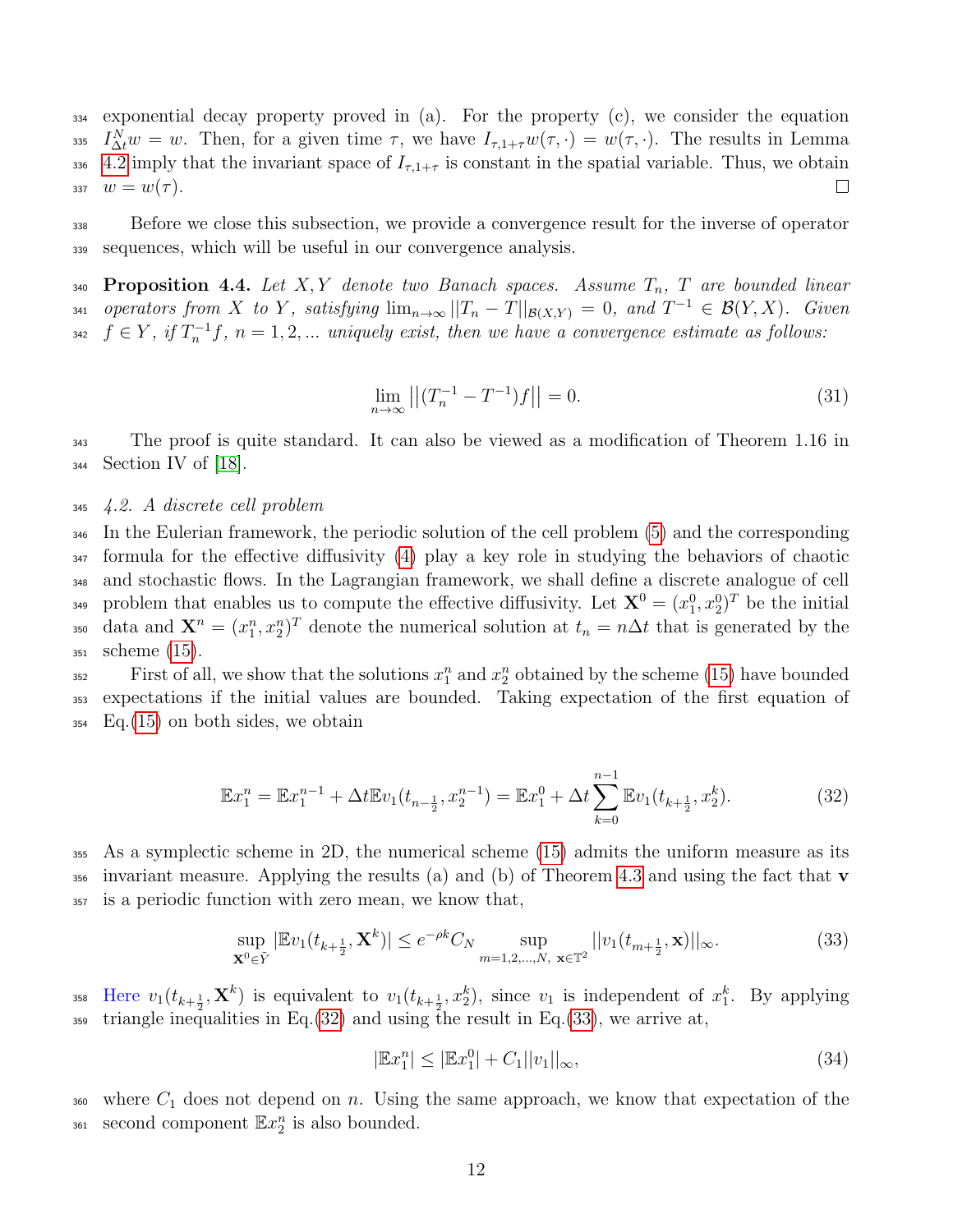exponential decay property proved in (a). For the property (c), we consider the equation $I_{\Delta t}^N w = w$. Then, for a given time $\tau$, we have $I_{\tau,1+\tau} w(\tau,\cdot) = w(\tau,\cdot)$. The results in Lemma 4.2 imply that the invariant space of $I_{\tau,1+\tau}$ is constant in the spatial variable. Thus, we obtain $w = w(\tau)$. □

Before we close this subsection, we provide a convergence result for the inverse of operator sequences, which will be useful in our convergence analysis.

**Proposition 4.4.** *Let $X, Y$ denote two Banach spaces. Assume $T_n$, $T$ are bounded linear operators from $X$ to $Y$, satisfying $\lim_{n\to\infty} ||T_n - T||_{\mathcal{B}(X,Y)} = 0$, and $T^{-1} \in \mathcal{B}(Y,X)$. Given $f \in Y$, if $T_n^{-1} f$, $n = 1, 2, ...$ uniquely exist, then we have a convergence estimate as follows:*

$$\lim_{n\to\infty} \big|\big|(T_n^{-1} - T^{-1})f\big|\big| = 0. \tag{31}$$

The proof is quite standard. It can also be viewed as a modification of Theorem 1.16 in Section IV of [18].

### *4.2. A discrete cell problem*

In the Eulerian framework, the periodic solution of the cell problem (5) and the corresponding formula for the effective diffusivity (4) play a key role in studying the behaviors of chaotic and stochastic flows. In the Lagrangian framework, we shall define a discrete analogue of cell problem that enables us to compute the effective diffusivity. Let $\mathbf{X}^0 = (x_1^0, x_2^0)^T$ be the initial data and $\mathbf{X}^n = (x_1^n, x_2^n)^T$ denote the numerical solution at $t_n = n\Delta t$ that is generated by the scheme (15).

First of all, we show that the solutions $x_1^n$ and $x_2^n$ obtained by the scheme (15) have bounded expectations if the initial values are bounded. Taking expectation of the first equation of Eq.(15) on both sides, we obtain

$$\mathbb{E}x_1^n = \mathbb{E}x_1^{n-1} + \Delta t \mathbb{E}v_1(t_{n-\frac{1}{2}}, x_2^{n-1}) = \mathbb{E}x_1^0 + \Delta t \sum_{k=0}^{n-1} \mathbb{E}v_1(t_{k+\frac{1}{2}}, x_2^k). \tag{32}$$

As a symplectic scheme in 2D, the numerical scheme (15) admits the uniform measure as its invariant measure. Applying the results (a) and (b) of Theorem 4.3 and using the fact that $\mathbf{v}$ is a periodic function with zero mean, we know that,

$$\sup_{\mathbf{X}^0 \in \tilde{Y}} |\mathbb{E}v_1(t_{k+\frac{1}{2}}, \mathbf{X}^k)| \le e^{-\rho k} C_N \sup_{m=1,2,\dots,N,\ \mathbf{x}\in\mathbb{T}^2} ||v_1(t_{m+\frac{1}{2}}, \mathbf{x})||_\infty. \tag{33}$$

Here $v_1(t_{k+\frac{1}{2}}, \mathbf{X}^k)$ is equivalent to $v_1(t_{k+\frac{1}{2}}, x_2^k)$, since $v_1$ is independent of $x_1^k$. By applying triangle inequalities in Eq.(32) and using the result in Eq.(33), we arrive at,

$$|\mathbb{E}x_1^n| \le |\mathbb{E}x_1^0| + C_1||v_1||_\infty, \tag{34}$$

where $C_1$ does not depend on $n$. Using the same approach, we know that expectation of the second component $\mathbb{E}x_2^n$ is also bounded.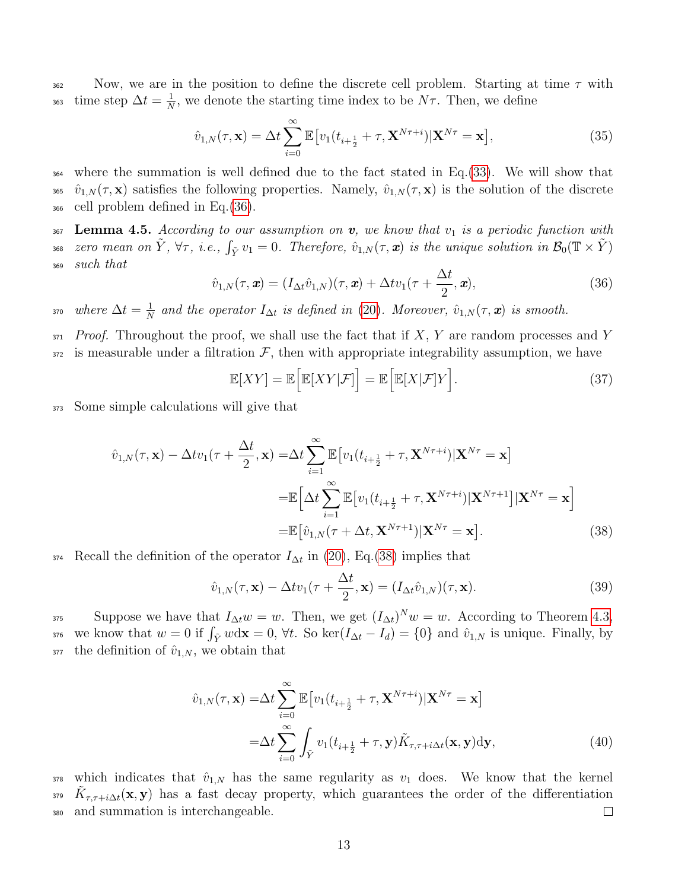Now, we are in the position to define the discrete cell problem. Starting at time $\tau$ with time step $\Delta t = \frac{1}{N}$, we denote the starting time index to be $N\tau$. Then, we define

$$\hat{v}_{1,N}(\tau, \mathbf{x}) = \Delta t \sum_{i=0}^{\infty} \mathbb{E}\big[v_1(t_{i+\frac{1}{2}} + \tau, \mathbf{X}^{N\tau+i}) | \mathbf{X}^{N\tau} = \mathbf{x}\big], \tag{35}$$

where the summation is well defined due to the fact stated in Eq.(33). We will show that $\hat{v}_{1,N}(\tau, \mathbf{x})$ satisfies the following properties. Namely, $\hat{v}_{1,N}(\tau, \mathbf{x})$ is the solution of the discrete cell problem defined in Eq.(36).

**Lemma 4.5.** *According to our assumption on $\boldsymbol{v}$, we know that $v_1$ is a periodic function with zero mean on $\tilde{Y}$, $\forall \tau$, i.e., $\int_{\tilde{Y}} v_1 = 0$. Therefore, $\hat{v}_{1,N}(\tau, \boldsymbol{x})$ is the unique solution in $\mathcal{B}_0(\mathbb{T} \times \tilde{Y})$ such that*

$$\hat{v}_{1,N}(\tau, \boldsymbol{x}) = (I_{\Delta t} \hat{v}_{1,N})(\tau, \boldsymbol{x}) + \Delta t v_1(\tau + \frac{\Delta t}{2}, \boldsymbol{x}), \tag{36}$$

*where $\Delta t = \frac{1}{N}$ and the operator $I_{\Delta t}$ is defined in (20). Moreover, $\hat{v}_{1,N}(\tau, \boldsymbol{x})$ is smooth.*

*Proof.* Throughout the proof, we shall use the fact that if $X$, $Y$ are random processes and $Y$ is measurable under a filtration $\mathcal{F}$, then with appropriate integrability assumption, we have

$$\mathbb{E}[XY] = \mathbb{E}\Big[\mathbb{E}[XY|\mathcal{F}]\Big] = \mathbb{E}\Big[\mathbb{E}[X|\mathcal{F}]Y\Big]. \tag{37}$$

Some simple calculations will give that

$$\begin{aligned}
\hat{v}_{1,N}(\tau, \mathbf{x}) - \Delta t v_1(\tau + \frac{\Delta t}{2}, \mathbf{x}) =& \Delta t \sum_{i=1}^{\infty} \mathbb{E}\big[v_1(t_{i+\frac{1}{2}} + \tau, \mathbf{X}^{N\tau+i}) | \mathbf{X}^{N\tau} = \mathbf{x}\big] \\
=& \mathbb{E}\Big[\Delta t \sum_{i=1}^{\infty} \mathbb{E}\big[v_1(t_{i+\frac{1}{2}} + \tau, \mathbf{X}^{N\tau+i}) | \mathbf{X}^{N\tau+1}\big] | \mathbf{X}^{N\tau} = \mathbf{x}\Big] \\
=& \mathbb{E}\big[\hat{v}_{1,N}(\tau + \Delta t, \mathbf{X}^{N\tau+1}) | \mathbf{X}^{N\tau} = \mathbf{x}\big].
\end{aligned} \tag{38}$$

Recall the definition of the operator $I_{\Delta t}$ in (20), Eq.(38) implies that

$$\hat{v}_{1,N}(\tau, \mathbf{x}) - \Delta t v_1(\tau + \frac{\Delta t}{2}, \mathbf{x}) = (I_{\Delta t} \hat{v}_{1,N})(\tau, \mathbf{x}). \tag{39}$$

Suppose we have that $I_{\Delta t} w = w$. Then, we get $(I_{\Delta t})^N w = w$. According to Theorem 4.3, we know that $w = 0$ if $\int_{\tilde{Y}} w \mathrm{d}\mathbf{x} = 0$, $\forall t$. So $\ker(I_{\Delta t} - I_d) = \{0\}$ and $\hat{v}_{1,N}$ is unique. Finally, by the definition of $\hat{v}_{1,N}$, we obtain that

$$\begin{aligned}
\hat{v}_{1,N}(\tau, \mathbf{x}) =& \Delta t \sum_{i=0}^{\infty} \mathbb{E}\big[v_1(t_{i+\frac{1}{2}} + \tau, \mathbf{X}^{N\tau+i}) | \mathbf{X}^{N\tau} = \mathbf{x}\big] \\
=& \Delta t \sum_{i=0}^{\infty} \int_{\tilde{Y}} v_1(t_{i+\frac{1}{2}} + \tau, \mathbf{y}) \tilde{K}_{\tau, \tau+i\Delta t}(\mathbf{x}, \mathbf{y}) \mathrm{d}\mathbf{y},
\end{aligned} \tag{40}$$

which indicates that $\hat{v}_{1,N}$ has the same regularity as $v_1$ does. We know that the kernel $\tilde{K}_{\tau, \tau+i\Delta t}(\mathbf{x}, \mathbf{y})$ has a fast decay property, which guarantees the order of the differentiation and summation is interchangeable. $\square$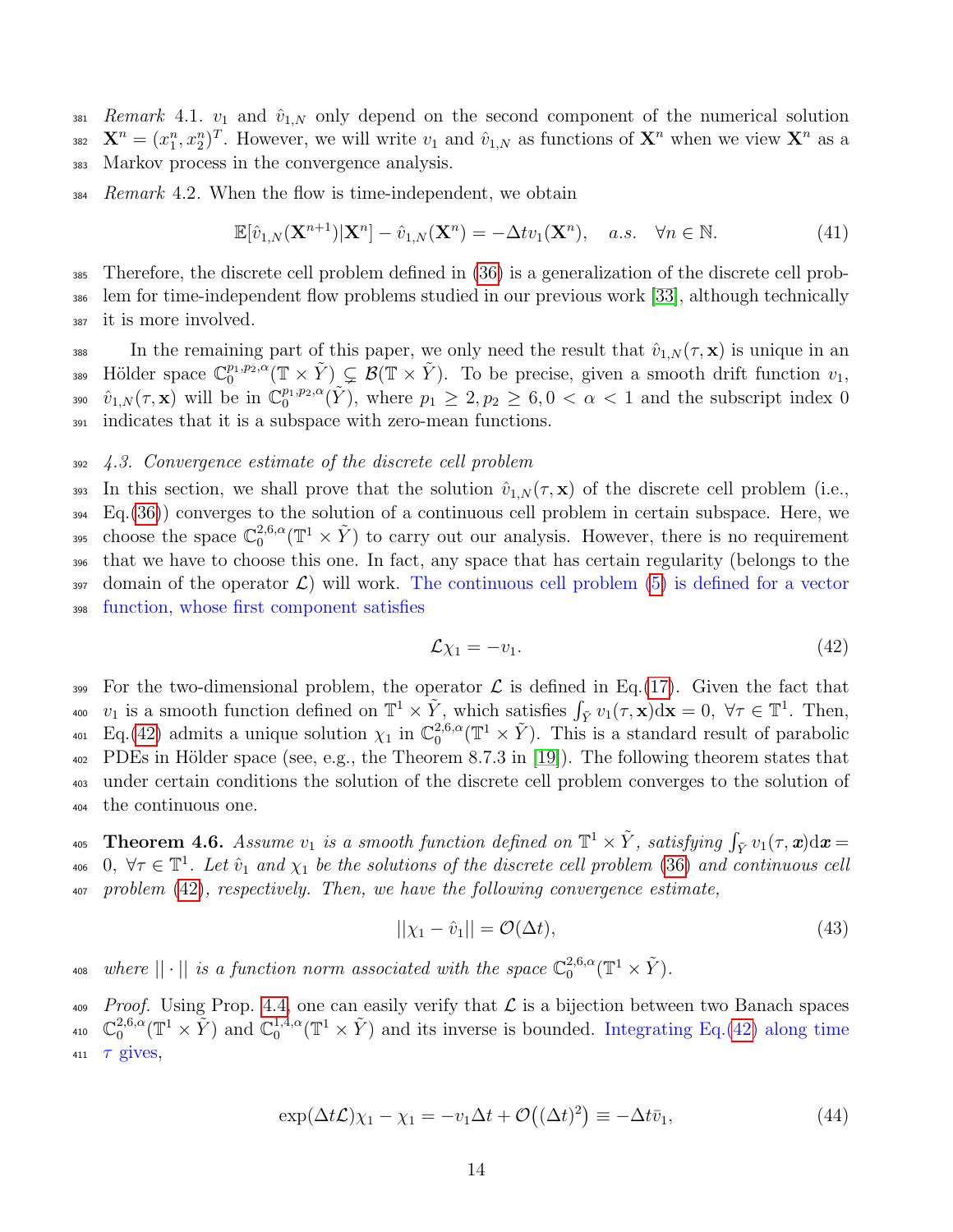*Remark* 4.1. $v_1$ and $\hat{v}_{1,N}$ only depend on the second component of the numerical solution $\mathbf{X}^n = (x_1^n, x_2^n)^T$. However, we will write $v_1$ and $\hat{v}_{1,N}$ as functions of $\mathbf{X}^n$ when we view $\mathbf{X}^n$ as a Markov process in the convergence analysis.

*Remark* 4.2. When the flow is time-independent, we obtain

$$\mathbb{E}[\hat{v}_{1,N}(\mathbf{X}^{n+1})|\mathbf{X}^n] - \hat{v}_{1,N}(\mathbf{X}^n) = -\Delta t v_1(\mathbf{X}^n), \quad a.s. \quad \forall n \in \mathbb{N}. \tag{41}$$

Therefore, the discrete cell problem defined in (36) is a generalization of the discrete cell problem for time-independent flow problems studied in our previous work [33], although technically it is more involved.

In the remaining part of this paper, we only need the result that $\hat{v}_{1,N}(\tau, \mathbf{x})$ is unique in an Hölder space $\mathbb{C}_0^{p_1,p_2,\alpha}(\mathbb{T} \times \tilde{Y}) \subsetneq \mathcal{B}(\mathbb{T} \times \tilde{Y})$. To be precise, given a smooth drift function $v_1$, $\hat{v}_{1,N}(\tau, \mathbf{x})$ will be in $\mathbb{C}_0^{p_1,p_2,\alpha}(\tilde{Y})$, where $p_1 \geq 2, p_2 \geq 6, 0 < \alpha < 1$ and the subscript index 0 indicates that it is a subspace with zero-mean functions.

### *4.3. Convergence estimate of the discrete cell problem*

In this section, we shall prove that the solution $\hat{v}_{1,N}(\tau, \mathbf{x})$ of the discrete cell problem (i.e., Eq.(36)) converges to the solution of a continuous cell problem in certain subspace. Here, we choose the space $\mathbb{C}_0^{2,6,\alpha}(\mathbb{T}^1 \times \tilde{Y})$ to carry out our analysis. However, there is no requirement that we have to choose this one. In fact, any space that has certain regularity (belongs to the domain of the operator $\mathcal{L}$) will work. The continuous cell problem (5) is defined for a vector function, whose first component satisfies

$$\mathcal{L}\chi_1 = -v_1. \tag{42}$$

For the two-dimensional problem, the operator $\mathcal{L}$ is defined in Eq.(17). Given the fact that $v_1$ is a smooth function defined on $\mathbb{T}^1 \times \tilde{Y}$, which satisfies $\int_{\tilde{Y}} v_1(\tau, \mathbf{x}) \mathrm{d}\mathbf{x} = 0$, $\forall \tau \in \mathbb{T}^1$. Then, Eq.(42) admits a unique solution $\chi_1$ in $\mathbb{C}_0^{2,6,\alpha}(\mathbb{T}^1 \times \tilde{Y})$. This is a standard result of parabolic PDEs in Hölder space (see, e.g., the Theorem 8.7.3 in [19]). The following theorem states that under certain conditions the solution of the discrete cell problem converges to the solution of the continuous one.

**Theorem 4.6.** *Assume $v_1$ is a smooth function defined on $\mathbb{T}^1 \times \tilde{Y}$, satisfying $\int_{\tilde{Y}} v_1(\tau, \boldsymbol{x}) \mathrm{d}\boldsymbol{x} = 0$, $\forall \tau \in \mathbb{T}^1$. Let $\hat{v}_1$ and $\chi_1$ be the solutions of the discrete cell problem (36) and continuous cell problem (42), respectively. Then, we have the following convergence estimate,*

$$||\chi_1 - \hat{v}_1|| = \mathcal{O}(\Delta t), \tag{43}$$

*where $||\cdot||$ is a function norm associated with the space $\mathbb{C}_0^{2,6,\alpha}(\mathbb{T}^1 \times \tilde{Y})$.*

*Proof.* Using Prop. 4.4, one can easily verify that $\mathcal{L}$ is a bijection between two Banach spaces $\mathbb{C}_0^{2,6,\alpha}(\mathbb{T}^1 \times \tilde{Y})$ and $\mathbb{C}_0^{1,4,\alpha}(\mathbb{T}^1 \times \tilde{Y})$ and its inverse is bounded. Integrating Eq.(42) along time $\tau$ gives,

$$\exp(\Delta t \mathcal{L})\chi_1 - \chi_1 = -v_1 \Delta t + \mathcal{O}\big((\Delta t)^2\big) \equiv -\Delta t \bar{v}_1, \tag{44}$$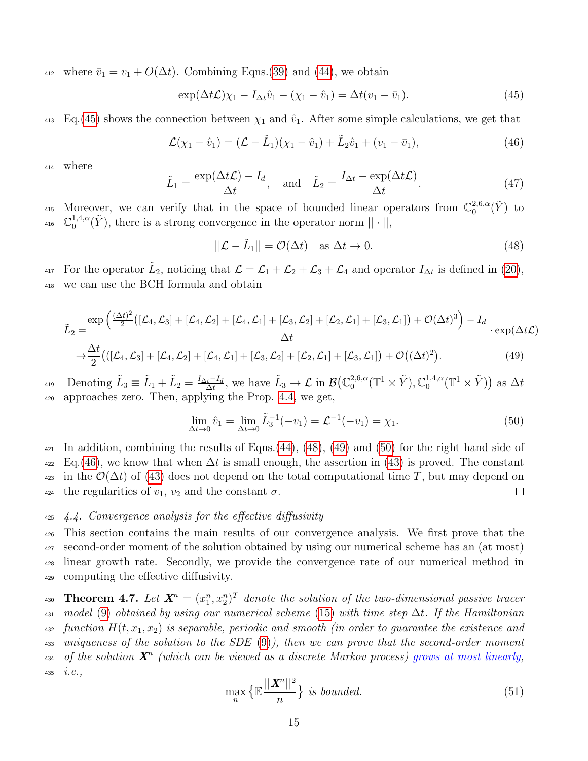where $\bar{v}_1 = v_1 + O(\Delta t)$. Combining Eqns.(39) and (44), we obtain

$$\exp(\Delta t \mathcal{L})\chi_1 - I_{\Delta t}\hat{v}_1 - (\chi_1 - \hat{v}_1) = \Delta t (v_1 - \bar{v}_1). \tag{45}$$

Eq.(45) shows the connection between $\chi_1$ and $\hat{v}_1$. After some simple calculations, we get that

$$\mathcal{L}(\chi_1 - \hat{v}_1) = (\mathcal{L} - \tilde{L}_1)(\chi_1 - \hat{v}_1) + \tilde{L}_2 \hat{v}_1 + (v_1 - \bar{v}_1), \tag{46}$$

where

$$\tilde{L}_1 = \frac{\exp(\Delta t \mathcal{L}) - I_d}{\Delta t}, \quad \text{and} \quad \tilde{L}_2 = \frac{I_{\Delta t} - \exp(\Delta t \mathcal{L})}{\Delta t}. \tag{47}$$

Moreover, we can verify that in the space of bounded linear operators from $\mathbb{C}_0^{2,6,\alpha}(\tilde{Y})$ to $\mathbb{C}_0^{1,4,\alpha}(\tilde{Y})$, there is a strong convergence in the operator norm $||\cdot||$,

$$||\mathcal{L} - \tilde{L}_1|| = \mathcal{O}(\Delta t) \quad \text{as } \Delta t \to 0. \tag{48}$$

For the operator $\tilde{L}_2$, noticing that $\mathcal{L} = \mathcal{L}_1 + \mathcal{L}_2 + \mathcal{L}_3 + \mathcal{L}_4$ and operator $I_{\Delta t}$ is defined in (20), we can use the BCH formula and obtain

$$\begin{aligned}
\tilde{L}_2 =& \frac{\exp\Big(\frac{(\Delta t)^2}{2}\big([\mathcal{L}_4, \mathcal{L}_3] + [\mathcal{L}_4, \mathcal{L}_2] + [\mathcal{L}_4, \mathcal{L}_1] + [\mathcal{L}_3, \mathcal{L}_2] + [\mathcal{L}_2, \mathcal{L}_1] + [\mathcal{L}_3, \mathcal{L}_1]\big) + \mathcal{O}(\Delta t)^3\Big) - I_d}{\Delta t} \cdot \exp(\Delta t \mathcal{L}) \\
\to& \frac{\Delta t}{2}\Big(([\mathcal{L}_4, \mathcal{L}_3] + [\mathcal{L}_4, \mathcal{L}_2] + [\mathcal{L}_4, \mathcal{L}_1] + [\mathcal{L}_3, \mathcal{L}_2] + [\mathcal{L}_2, \mathcal{L}_1] + [\mathcal{L}_3, \mathcal{L}_1]\big) + \mathcal{O}\big((\Delta t)^2\big).
\end{aligned} \tag{49}$$

Denoting $\tilde{L}_3 \equiv \tilde{L}_1 + \tilde{L}_2 = \frac{I_{\Delta t} - I_d}{\Delta t}$, we have $\tilde{L}_3 \to \mathcal{L}$ in $\mathcal{B}\big(\mathbb{C}_0^{2,6,\alpha}(\mathbb{T}^1 \times \tilde{Y}), \mathbb{C}_0^{1,4,\alpha}(\mathbb{T}^1 \times \tilde{Y})\big)$ as $\Delta t$ approaches zero. Then, applying the Prop. 4.4, we get,

$$\lim_{\Delta t \to 0} \hat{v}_1 = \lim_{\Delta t \to 0} \tilde{L}_3^{-1}(-v_1) = \mathcal{L}^{-1}(-v_1) = \chi_1. \tag{50}$$

In addition, combining the results of Eqns.(44), (48), (49) and (50) for the right hand side of Eq.(46), we know that when $\Delta t$ is small enough, the assertion in (43) is proved. The constant in the $\mathcal{O}(\Delta t)$ of (43) does not depend on the total computational time $T$, but may depend on the regularities of $v_1$, $v_2$ and the constant $\sigma$. □

### *4.4. Convergence analysis for the effective diffusivity*

This section contains the main results of our convergence analysis. We first prove that the second-order moment of the solution obtained by using our numerical scheme has an (at most) linear growth rate. Secondly, we provide the convergence rate of our numerical method in computing the effective diffusivity.

**Theorem 4.7.** *Let $\boldsymbol{X}^n = (x_1^n, x_2^n)^T$ denote the solution of the two-dimensional passive tracer model (9) obtained by using our numerical scheme (15) with time step $\Delta t$. If the Hamiltonian function $H(t, x_1, x_2)$ is separable, periodic and smooth (in order to guarantee the existence and uniqueness of the solution to the SDE (9)), then we can prove that the second-order moment of the solution $\boldsymbol{X}^n$ (which can be viewed as a discrete Markov process) grows at most linearly, i.e.,*

$$\max_n \big\{\mathbb{E}\frac{||\boldsymbol{X}^n||^2}{n}\big\} \text{ is bounded.} \tag{51}$$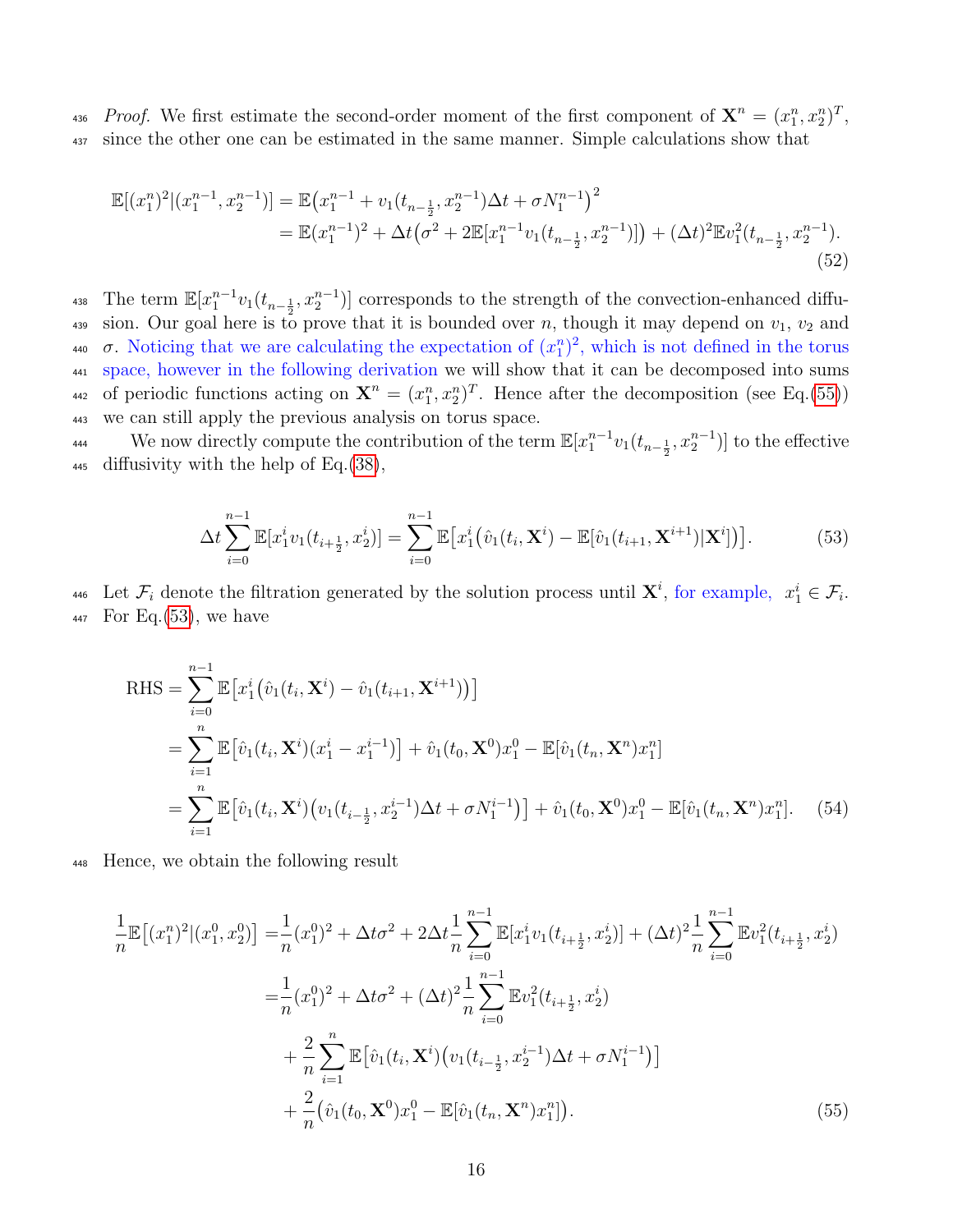*Proof.* We first estimate the second-order moment of the first component of $\mathbf{X}^n = (x_1^n, x_2^n)^T$, since the other one can be estimated in the same manner. Simple calculations show that

$$
\begin{aligned}
\mathbb{E}[(x_1^n)^2|(x_1^{n-1}, x_2^{n-1})] &= \mathbb{E}\big(x_1^{n-1} + v_1(t_{n-\frac{1}{2}}, x_2^{n-1})\Delta t + \sigma N_1^{n-1}\big)^2 \\
&= \mathbb{E}(x_1^{n-1})^2 + \Delta t\big(\sigma^2 + 2\mathbb{E}[x_1^{n-1} v_1(t_{n-\frac{1}{2}}, x_2^{n-1})]\big) + (\Delta t)^2 \mathbb{E} v_1^2(t_{n-\frac{1}{2}}, x_2^{n-1}).
\end{aligned} \tag{52}
$$

The term $\mathbb{E}[x_1^{n-1} v_1(t_{n-\frac{1}{2}}, x_2^{n-1})]$ corresponds to the strength of the convection-enhanced diffusion. Our goal here is to prove that it is bounded over $n$, though it may depend on $v_1$, $v_2$ and $\sigma$. Noticing that we are calculating the expectation of $(x_1^n)^2$, which is not defined in the torus space, however in the following derivation we will show that it can be decomposed into sums of periodic functions acting on $\mathbf{X}^n = (x_1^n, x_2^n)^T$. Hence after the decomposition (see Eq.(55)) we can still apply the previous analysis on torus space.

We now directly compute the contribution of the term $\mathbb{E}[x_1^{n-1} v_1(t_{n-\frac{1}{2}}, x_2^{n-1})]$ to the effective diffusivity with the help of Eq.(38),

$$
\Delta t \sum_{i=0}^{n-1} \mathbb{E}[x_1^i v_1(t_{i+\frac{1}{2}}, x_2^i)] = \sum_{i=0}^{n-1} \mathbb{E}\big[x_1^i\big(\hat{v}_1(t_i, \mathbf{X}^i) - \mathbb{E}[\hat{v}_1(t_{i+1}, \mathbf{X}^{i+1})|\mathbf{X}^i]\big)\big]. \tag{53}
$$

Let $\mathcal{F}_i$ denote the filtration generated by the solution process until $\mathbf{X}^i$, for example, $x_1^i \in \mathcal{F}_i$. For Eq.(53), we have

$$
\begin{aligned}
\text{RHS} &= \sum_{i=0}^{n-1} \mathbb{E}\big[x_1^i\big(\hat{v}_1(t_i, \mathbf{X}^i) - \hat{v}_1(t_{i+1}, \mathbf{X}^{i+1})\big)\big] \\
&= \sum_{i=1}^{n} \mathbb{E}\big[\hat{v}_1(t_i, \mathbf{X}^i)(x_1^i - x_1^{i-1})\big] + \hat{v}_1(t_0, \mathbf{X}^0)x_1^0 - \mathbb{E}[\hat{v}_1(t_n, \mathbf{X}^n)x_1^n] \\
&= \sum_{i=1}^{n} \mathbb{E}\big[\hat{v}_1(t_i, \mathbf{X}^i)\big(v_1(t_{i-\frac{1}{2}}, x_2^{i-1})\Delta t + \sigma N_1^{i-1}\big)\big] + \hat{v}_1(t_0, \mathbf{X}^0)x_1^0 - \mathbb{E}[\hat{v}_1(t_n, \mathbf{X}^n)x_1^n].
\end{aligned} \tag{54}
$$

Hence, we obtain the following result

$$
\begin{aligned}
\frac{1}{n}\mathbb{E}\big[(x_1^n)^2|(x_1^0, x_2^0)\big] =& \frac{1}{n}(x_1^0)^2 + \Delta t\sigma^2 + 2\Delta t\frac{1}{n}\sum_{i=0}^{n-1} \mathbb{E}[x_1^i v_1(t_{i+\frac{1}{2}}, x_2^i)] + (\Delta t)^2 \frac{1}{n}\sum_{i=0}^{n-1} \mathbb{E} v_1^2(t_{i+\frac{1}{2}}, x_2^i) \\
=& \frac{1}{n}(x_1^0)^2 + \Delta t\sigma^2 + (\Delta t)^2 \frac{1}{n}\sum_{i=0}^{n-1} \mathbb{E} v_1^2(t_{i+\frac{1}{2}}, x_2^i) \\
&+ \frac{2}{n}\sum_{i=1}^{n} \mathbb{E}\big[\hat{v}_1(t_i, \mathbf{X}^i)\big(v_1(t_{i-\frac{1}{2}}, x_2^{i-1})\Delta t + \sigma N_1^{i-1}\big)\big] \\
&+ \frac{2}{n}\big(\hat{v}_1(t_0, \mathbf{X}^0)x_1^0 - \mathbb{E}[\hat{v}_1(t_n, \mathbf{X}^n)x_1^n]\big).
\end{aligned} \tag{55}
$$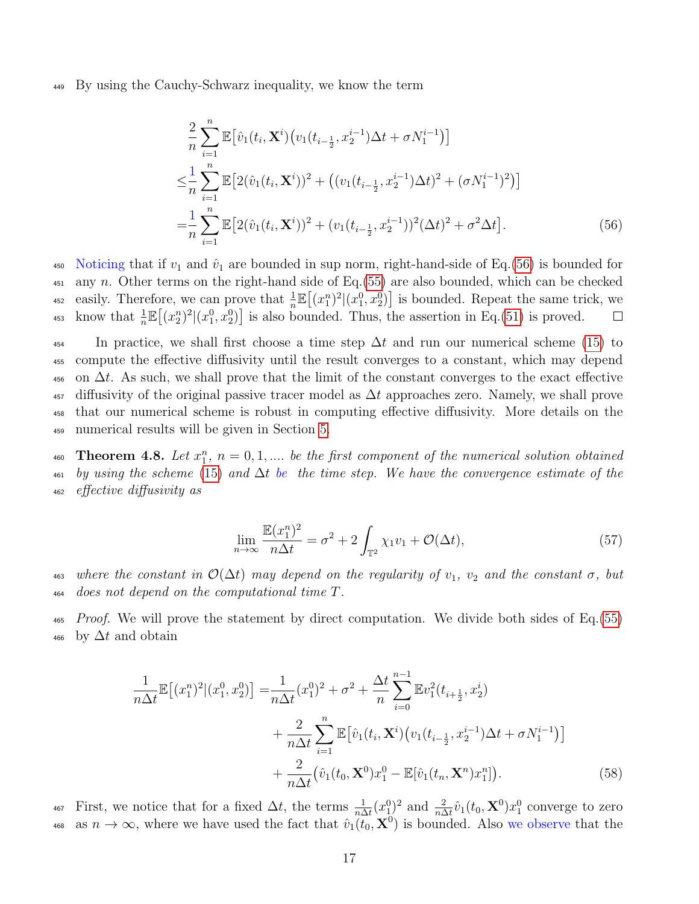By using the Cauchy-Schwarz inequality, we know the term

$$
\begin{aligned}
&\frac{2}{n}\sum_{i=1}^{n}\mathbb{E}\big[\hat{v}_1(t_i,\mathbf{X}^i)\big(v_1(t_{i-\frac{1}{2}},x_2^{i-1})\Delta t+\sigma N_1^{i-1}\big)\big]\\
\leq&\frac{1}{n}\sum_{i=1}^{n}\mathbb{E}\big[2(\hat{v}_1(t_i,\mathbf{X}^i))^2+\big((v_1(t_{i-\frac{1}{2}},x_2^{i-1})\Delta t)^2+(\sigma N_1^{i-1})^2\big)\big]\\
=&\frac{1}{n}\sum_{i=1}^{n}\mathbb{E}\big[2(\hat{v}_1(t_i,\mathbf{X}^i))^2+(v_1(t_{i-\frac{1}{2}},x_2^{i-1}))^2(\Delta t)^2+\sigma^2\Delta t\big].
\end{aligned}
\tag{56}
$$

Noticing that if $v_1$ and $\hat{v}_1$ are bounded in sup norm, right-hand-side of Eq.(56) is bounded for any $n$. Other terms on the right-hand side of Eq.(55) are also bounded, which can be checked easily. Therefore, we can prove that $\frac{1}{n}\mathbb{E}\big[(x_1^n)^2|(x_1^0,x_2^0)\big]$ is bounded. Repeat the same trick, we know that $\frac{1}{n}\mathbb{E}\big[(x_2^n)^2|(x_1^0,x_2^0)\big]$ is also bounded. Thus, the assertion in Eq.(51) is proved. ☐

In practice, we shall first choose a time step $\Delta t$ and run our numerical scheme (15) to compute the effective diffusivity until the result converges to a constant, which may depend on $\Delta t$. As such, we shall prove that the limit of the constant converges to the exact effective diffusivity of the original passive tracer model as $\Delta t$ approaches zero. Namely, we shall prove that our numerical scheme is robust in computing effective diffusivity. More details on the numerical results will be given in Section 5.

**Theorem 4.8.** *Let $x_1^n$, $n=0,1,....$ be the first component of the numerical solution obtained by using the scheme (15) and $\Delta t$ be the time step. We have the convergence estimate of the effective diffusivity as*

$$
\lim_{n\to\infty}\frac{\mathbb{E}(x_1^n)^2}{n\Delta t}=\sigma^2+2\int_{\mathbb{T}^2}\chi_1 v_1+\mathcal{O}(\Delta t),
\tag{57}
$$

*where the constant in $\mathcal{O}(\Delta t)$ may depend on the regularity of $v_1$, $v_2$ and the constant $\sigma$, but does not depend on the computational time $T$.*

*Proof.* We will prove the statement by direct computation. We divide both sides of Eq.(55) by $\Delta t$ and obtain

$$
\begin{aligned}
\frac{1}{n\Delta t}\mathbb{E}\big[(x_1^n)^2|(x_1^0,x_2^0)\big]=&\frac{1}{n\Delta t}(x_1^0)^2+\sigma^2+\frac{\Delta t}{n}\sum_{i=0}^{n-1}\mathbb{E}v_1^2(t_{i+\frac{1}{2}},x_2^i)\\
&+\frac{2}{n\Delta t}\sum_{i=1}^{n}\mathbb{E}\big[\hat{v}_1(t_i,\mathbf{X}^i)\big(v_1(t_{i-\frac{1}{2}},x_2^{i-1})\Delta t+\sigma N_1^{i-1}\big)\big]\\
&+\frac{2}{n\Delta t}\big(\hat{v}_1(t_0,\mathbf{X}^0)x_1^0-\mathbb{E}[\hat{v}_1(t_n,\mathbf{X}^n)x_1^n]\big).
\end{aligned}
\tag{58}
$$

First, we notice that for a fixed $\Delta t$, the terms $\frac{1}{n\Delta t}(x_1^0)^2$ and $\frac{2}{n\Delta t}\hat{v}_1(t_0,\mathbf{X}^0)x_1^0$ converge to zero as $n\to\infty$, where we have used the fact that $\hat{v}_1(t_0,\mathbf{X}^0)$ is bounded. Also we observe that the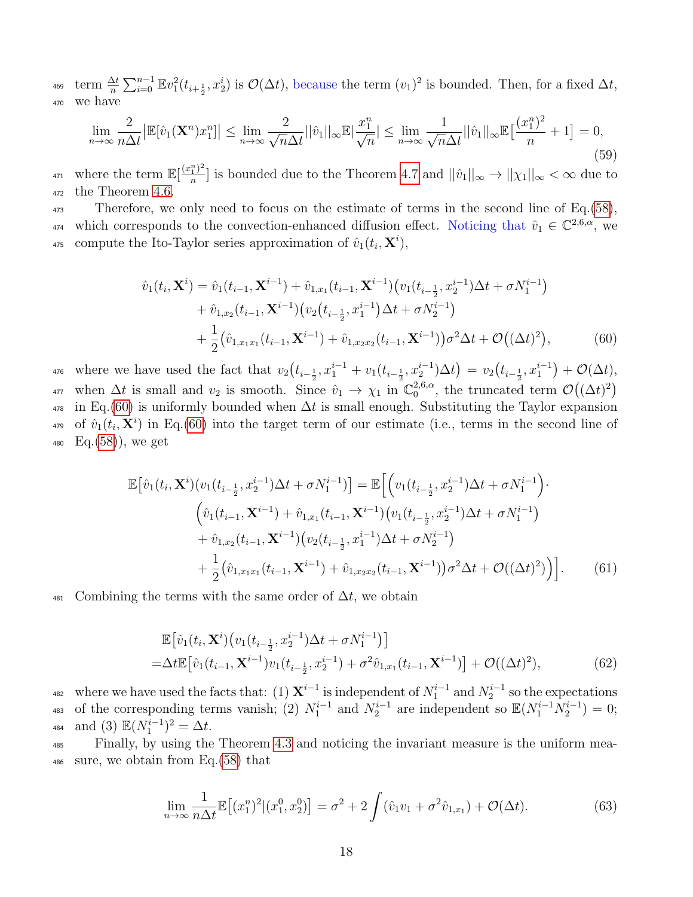term $\frac{\Delta t}{n}\sum_{i=0}^{n-1}\mathbb{E}v_1^2(t_{i+\frac{1}{2}},x_2^i)$ is $\mathcal{O}(\Delta t)$, because the term $(v_1)^2$ is bounded. Then, for a fixed $\Delta t$, we have

$$\lim_{n\to\infty}\frac{2}{n\Delta t}\big|\mathbb{E}[\hat{v}_1(\mathbf{X}^n)x_1^n]\big| \leq \lim_{n\to\infty}\frac{2}{\sqrt{n}\Delta t}||\hat{v}_1||_\infty\mathbb{E}|\frac{x_1^n}{\sqrt{n}}| \leq \lim_{n\to\infty}\frac{1}{\sqrt{n}\Delta t}||\hat{v}_1||_\infty\mathbb{E}\big[\frac{(x_1^n)^2}{n}+1\big]=0, \tag{59}$$

where the term $\mathbb{E}[\frac{(x_1^n)^2}{n}]$ is bounded due to the Theorem 4.7 and $||\hat{v}_1||_\infty \to ||\chi_1||_\infty < \infty$ due to the Theorem 4.6.

Therefore, we only need to focus on the estimate of terms in the second line of Eq.(58), which corresponds to the convection-enhanced diffusion effect. Noticing that $\hat{v}_1 \in \mathbb{C}^{2,6,\alpha}$, we compute the Ito-Taylor series approximation of $\hat{v}_1(t_i,\mathbf{X}^i)$,

$$\begin{aligned}
\hat{v}_1(t_i,\mathbf{X}^i) &= \hat{v}_1(t_{i-1},\mathbf{X}^{i-1}) + \hat{v}_{1,x_1}(t_{i-1},\mathbf{X}^{i-1})\big(v_1(t_{i-\frac{1}{2}},x_2^{i-1})\Delta t+\sigma N_1^{i-1}\big)\\
&\quad + \hat{v}_{1,x_2}(t_{i-1},\mathbf{X}^{i-1})\big(v_2\big(t_{i-\frac{1}{2}},x_1^{i-1}\big)\Delta t+\sigma N_2^{i-1}\big)\\
&\quad + \frac{1}{2}\big(\hat{v}_{1,x_1x_1}(t_{i-1},\mathbf{X}^{i-1})+\hat{v}_{1,x_2x_2}(t_{i-1},\mathbf{X}^{i-1})\big)\sigma^2\Delta t + \mathcal{O}\big((\Delta t)^2\big),
\end{aligned} \tag{60}$$

where we have used the fact that $v_2\big(t_{i-\frac{1}{2}},x_1^{i-1}+v_1(t_{i-\frac{1}{2}},x_2^{i-1})\Delta t\big) = v_2\big(t_{i-\frac{1}{2}},x_1^{i-1}\big)+\mathcal{O}(\Delta t)$, when $\Delta t$ is small and $v_2$ is smooth. Since $\hat{v}_1 \to \chi_1$ in $\mathbb{C}_0^{2,6,\alpha}$, the truncated term $\mathcal{O}\big((\Delta t)^2\big)$ in Eq.(60) is uniformly bounded when $\Delta t$ is small enough. Substituting the Taylor expansion of $\hat{v}_1(t_i,\mathbf{X}^i)$ in Eq.(60) into the target term of our estimate (i.e., terms in the second line of Eq.(58)), we get

$$\begin{aligned}
\mathbb{E}\big[\hat{v}_1(t_i,\mathbf{X}^i)(v_1(t_{i-\frac{1}{2}},x_2^{i-1})\Delta t+\sigma N_1^{i-1})\big] &= \mathbb{E}\Big[\Big(v_1(t_{i-\frac{1}{2}},x_2^{i-1})\Delta t+\sigma N_1^{i-1}\Big)\cdot\\
&\Big(\hat{v}_1(t_{i-1},\mathbf{X}^{i-1})+\hat{v}_{1,x_1}(t_{i-1},\mathbf{X}^{i-1})\big(v_1(t_{i-\frac{1}{2}},x_2^{i-1})\Delta t+\sigma N_1^{i-1}\big)\\
&+\hat{v}_{1,x_2}(t_{i-1},\mathbf{X}^{i-1})\big(v_2(t_{i-\frac{1}{2}},x_1^{i-1})\Delta t+\sigma N_2^{i-1}\big)\\
&+\frac{1}{2}\big(\hat{v}_{1,x_1x_1}(t_{i-1},\mathbf{X}^{i-1})+\hat{v}_{1,x_2x_2}(t_{i-1},\mathbf{X}^{i-1})\big)\sigma^2\Delta t+\mathcal{O}((\Delta t)^2)\Big)\Big].
\end{aligned} \tag{61}$$

Combining the terms with the same order of $\Delta t$, we obtain

$$\begin{aligned}
&\mathbb{E}\big[\hat{v}_1(t_i,\mathbf{X}^i)\big(v_1(t_{i-\frac{1}{2}},x_2^{i-1})\Delta t+\sigma N_1^{i-1}\big)\big]\\
=&\Delta t\mathbb{E}\big[\hat{v}_1(t_{i-1},\mathbf{X}^{i-1})v_1(t_{i-\frac{1}{2}},x_2^{i-1})+\sigma^2\hat{v}_{1,x_1}(t_{i-1},\mathbf{X}^{i-1})\big]+\mathcal{O}((\Delta t)^2),
\end{aligned} \tag{62}$$

where we have used the facts that: (1) $\mathbf{X}^{i-1}$ is independent of $N_1^{i-1}$ and $N_2^{i-1}$ so the expectations of the corresponding terms vanish; (2) $N_1^{i-1}$ and $N_2^{i-1}$ are independent so $\mathbb{E}(N_1^{i-1}N_2^{i-1})=0$; and (3) $\mathbb{E}(N_1^{i-1})^2=\Delta t$.

Finally, by using the Theorem 4.3 and noticing the invariant measure is the uniform measure, we obtain from Eq.(58) that

$$\lim_{n\to\infty}\frac{1}{n\Delta t}\mathbb{E}\big[(x_1^n)^2|(x_1^0,x_2^0)\big]=\sigma^2+2\int(\hat{v}_1v_1+\sigma^2\hat{v}_{1,x_1})+\mathcal{O}(\Delta t). \tag{63}$$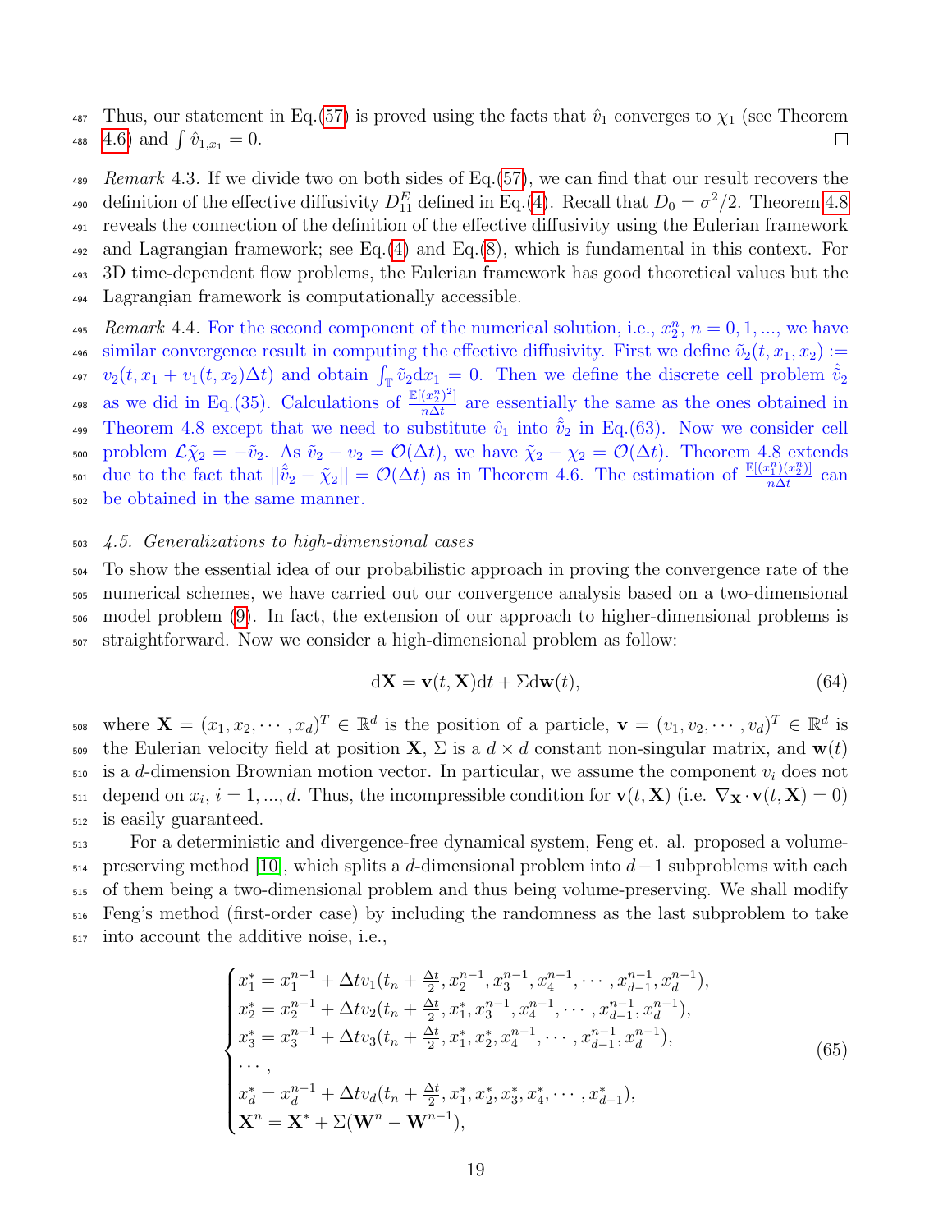Thus, our statement in Eq.(57) is proved using the facts that $\hat{v}_1$ converges to $\chi_1$ (see Theorem 4.6) and $\int \hat{v}_{1,x_1} = 0$. ☐

*Remark* 4.3. If we divide two on both sides of Eq.(57), we can find that our result recovers the definition of the effective diffusivity $D_{11}^E$ defined in Eq.(4). Recall that $D_0 = \sigma^2/2$. Theorem 4.8 reveals the connection of the definition of the effective diffusivity using the Eulerian framework and Lagrangian framework; see Eq.(4) and Eq.(8), which is fundamental in this context. For 3D time-dependent flow problems, the Eulerian framework has good theoretical values but the Lagrangian framework is computationally accessible.

*Remark* 4.4. For the second component of the numerical solution, i.e., $x_2^n$, $n = 0, 1, ...$, we have similar convergence result in computing the effective diffusivity. First we define $\tilde{v}_2(t, x_1, x_2) := v_2(t, x_1 + v_1(t, x_2)\Delta t)$ and obtain $\int_{\mathbb{T}} \tilde{v}_2 \mathrm{d}x_1 = 0$. Then we define the discrete cell problem $\hat{\tilde{v}}_2$ as we did in Eq.(35). Calculations of $\frac{\mathbb{E}[(x_2^n)^2]}{n\Delta t}$ are essentially the same as the ones obtained in Theorem 4.8 except that we need to substitute $\hat{v}_1$ into $\hat{\tilde{v}}_2$ in Eq.(63). Now we consider cell problem $\mathcal{L}\tilde{\chi}_2 = -\tilde{v}_2$. As $\tilde{v}_2 - v_2 = \mathcal{O}(\Delta t)$, we have $\tilde{\chi}_2 - \chi_2 = \mathcal{O}(\Delta t)$. Theorem 4.8 extends due to the fact that $||\hat{\tilde{v}}_2 - \tilde{\chi}_2|| = \mathcal{O}(\Delta t)$ as in Theorem 4.6. The estimation of $\frac{\mathbb{E}[(x_1^n)(x_2^n)]}{n\Delta t}$ can be obtained in the same manner.

### *4.5. Generalizations to high-dimensional cases*

To show the essential idea of our probabilistic approach in proving the convergence rate of the numerical schemes, we have carried out our convergence analysis based on a two-dimensional model problem (9). In fact, the extension of our approach to higher-dimensional problems is straightforward. Now we consider a high-dimensional problem as follow:

$$\mathrm{d}\mathbf{X} = \mathbf{v}(t, \mathbf{X})\mathrm{d}t + \Sigma \mathrm{d}\mathbf{w}(t), \tag{64}$$

where $\mathbf{X} = (x_1, x_2, \cdots, x_d)^T \in \mathbb{R}^d$ is the position of a particle, $\mathbf{v} = (v_1, v_2, \cdots, v_d)^T \in \mathbb{R}^d$ is the Eulerian velocity field at position $\mathbf{X}$, $\Sigma$ is a $d \times d$ constant non-singular matrix, and $\mathbf{w}(t)$ is a $d$-dimension Brownian motion vector. In particular, we assume the component $v_i$ does not depend on $x_i$, $i = 1, ..., d$. Thus, the incompressible condition for $\mathbf{v}(t, \mathbf{X})$ (i.e. $\nabla_{\mathbf{X}} \cdot \mathbf{v}(t, \mathbf{X}) = 0$) is easily guaranteed.

For a deterministic and divergence-free dynamical system, Feng et. al. proposed a volume-preserving method [10], which splits a $d$-dimensional problem into $d-1$ subproblems with each of them being a two-dimensional problem and thus being volume-preserving. We shall modify Feng's method (first-order case) by including the randomness as the last subproblem to take into account the additive noise, i.e.,

$$\begin{cases} x_1^* = x_1^{n-1} + \Delta t v_1(t_n + \frac{\Delta t}{2}, x_2^{n-1}, x_3^{n-1}, x_4^{n-1}, \cdots, x_{d-1}^{n-1}, x_d^{n-1}), \\ x_2^* = x_2^{n-1} + \Delta t v_2(t_n + \frac{\Delta t}{2}, x_1^*, x_3^{n-1}, x_4^{n-1}, \cdots, x_{d-1}^{n-1}, x_d^{n-1}), \\ x_3^* = x_3^{n-1} + \Delta t v_3(t_n + \frac{\Delta t}{2}, x_1^*, x_2^*, x_4^{n-1}, \cdots, x_{d-1}^{n-1}, x_d^{n-1}), \\ \cdots, \\ x_d^* = x_d^{n-1} + \Delta t v_d(t_n + \frac{\Delta t}{2}, x_1^*, x_2^*, x_3^*, x_4^*, \cdots, x_{d-1}^*), \\ \mathbf{X}^n = \mathbf{X}^* + \Sigma(\mathbf{W}^n - \mathbf{W}^{n-1}), \end{cases} \tag{65}$$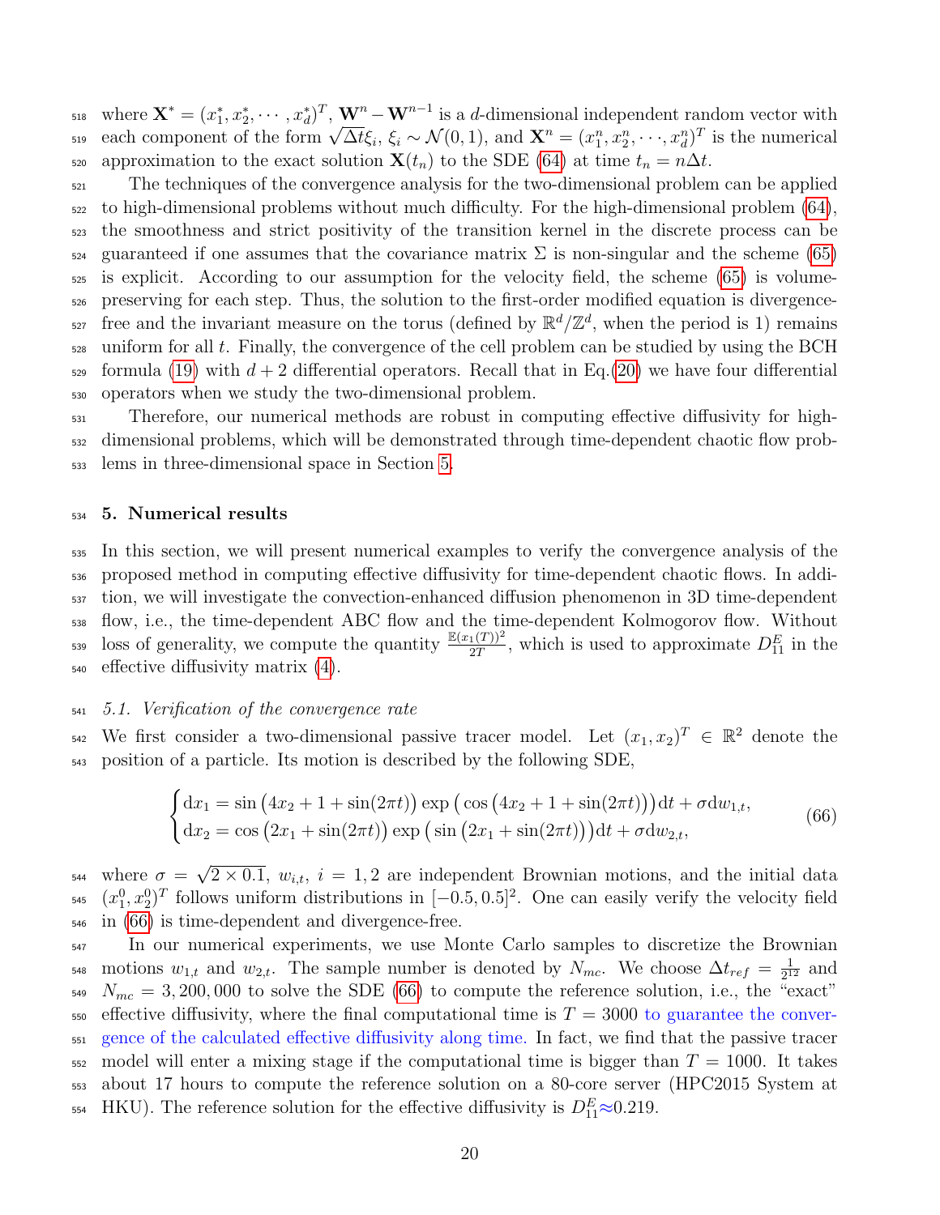where $\mathbf{X}^* = (x_1^*, x_2^*, \cdots, x_d^*)^T$, $\mathbf{W}^n - \mathbf{W}^{n-1}$ is a $d$-dimensional independent random vector with each component of the form $\sqrt{\Delta t}\xi_i$, $\xi_i \sim \mathcal{N}(0,1)$, and $\mathbf{X}^n = (x_1^n, x_2^n, \cdots, x_d^n)^T$ is the numerical approximation to the exact solution $\mathbf{X}(t_n)$ to the SDE (64) at time $t_n = n\Delta t$.

The techniques of the convergence analysis for the two-dimensional problem can be applied to high-dimensional problems without much difficulty. For the high-dimensional problem (64), the smoothness and strict positivity of the transition kernel in the discrete process can be guaranteed if one assumes that the covariance matrix $\Sigma$ is non-singular and the scheme (65) is explicit. According to our assumption for the velocity field, the scheme (65) is volume-preserving for each step. Thus, the solution to the first-order modified equation is divergence-free and the invariant measure on the torus (defined by $\mathbb{R}^d/\mathbb{Z}^d$, when the period is 1) remains uniform for all $t$. Finally, the convergence of the cell problem can be studied by using the BCH formula (19) with $d+2$ differential operators. Recall that in Eq.(20) we have four differential operators when we study the two-dimensional problem.

Therefore, our numerical methods are robust in computing effective diffusivity for high-dimensional problems, which will be demonstrated through time-dependent chaotic flow problems in three-dimensional space in Section 5.

## 5. Numerical results

In this section, we will present numerical examples to verify the convergence analysis of the proposed method in computing effective diffusivity for time-dependent chaotic flows. In addition, we will investigate the convection-enhanced diffusion phenomenon in 3D time-dependent flow, i.e., the time-dependent ABC flow and the time-dependent Kolmogorov flow. Without loss of generality, we compute the quantity $\frac{\mathbb{E}(x_1(T))^2}{2T}$, which is used to approximate $D_{11}^E$ in the effective diffusivity matrix (4).

### *5.1. Verification of the convergence rate*

We first consider a two-dimensional passive tracer model. Let $(x_1, x_2)^T \in \mathbb{R}^2$ denote the position of a particle. Its motion is described by the following SDE,

$$
\begin{cases}
\mathrm{d}x_1 = \sin\big(4x_2 + 1 + \sin(2\pi t)\big)\exp\big(\cos\big(4x_2 + 1 + \sin(2\pi t)\big)\big)\mathrm{d}t + \sigma \mathrm{d}w_{1,t}, \\
\mathrm{d}x_2 = \cos\big(2x_1 + \sin(2\pi t)\big)\exp\big(\sin\big(2x_1 + \sin(2\pi t)\big)\big)\mathrm{d}t + \sigma \mathrm{d}w_{2,t},
\end{cases} \tag{66}
$$

where $\sigma = \sqrt{2\times 0.1}$, $w_{i,t}$, $i = 1, 2$ are independent Brownian motions, and the initial data $(x_1^0, x_2^0)^T$ follows uniform distributions in $[-0.5, 0.5]^2$. One can easily verify the velocity field in (66) is time-dependent and divergence-free.

In our numerical experiments, we use Monte Carlo samples to discretize the Brownian motions $w_{1,t}$ and $w_{2,t}$. The sample number is denoted by $N_{mc}$. We choose $\Delta t_{ref} = \frac{1}{2^{12}}$ and $N_{mc} = 3,200,000$ to solve the SDE (66) to compute the reference solution, i.e., the "exact" effective diffusivity, where the final computational time is $T = 3000$ to guarantee the convergence of the calculated effective diffusivity along time. In fact, we find that the passive tracer model will enter a mixing stage if the computational time is bigger than $T = 1000$. It takes about 17 hours to compute the reference solution on a 80-core server (HPC2015 System at HKU). The reference solution for the effective diffusivity is $D_{11}^E \approx 0.219$.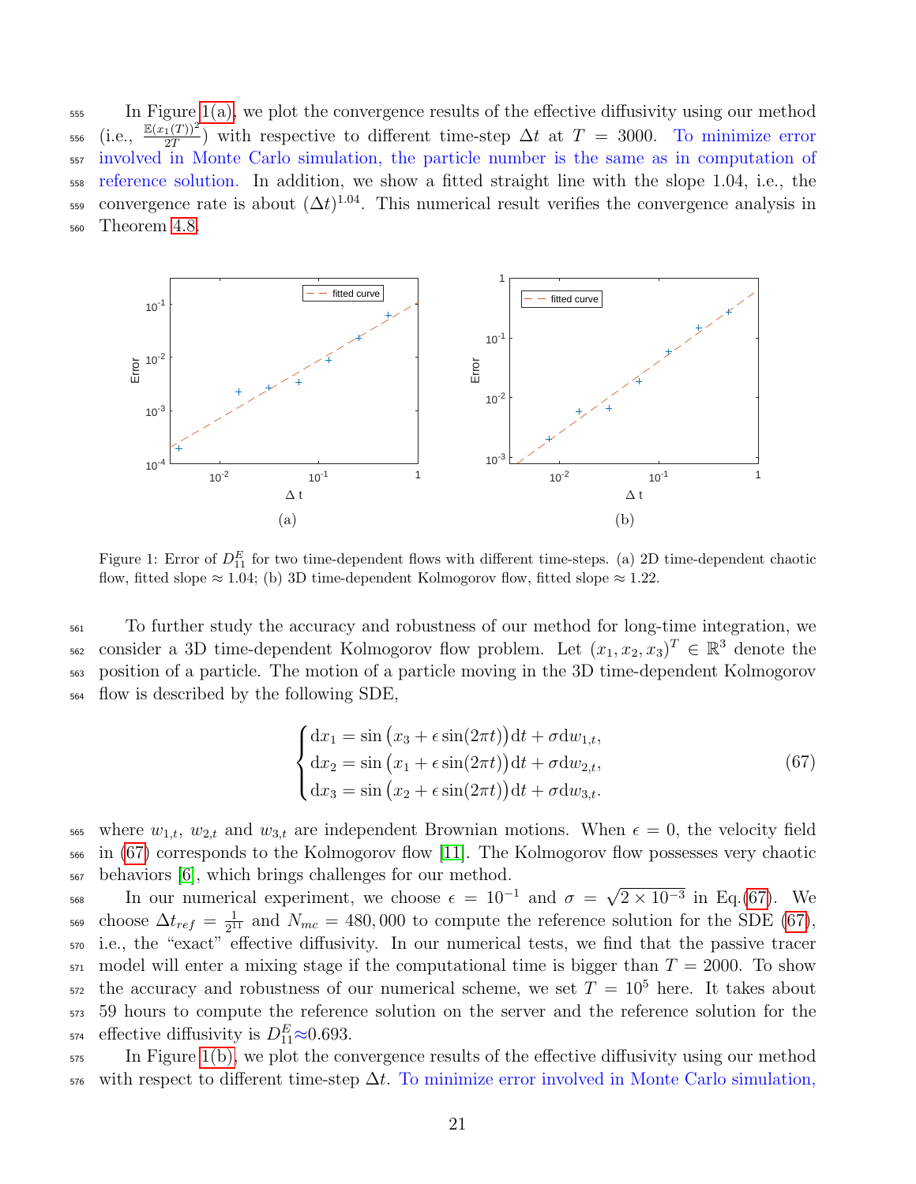In Figure 1(a), we plot the convergence results of the effective diffusivity using our method (i.e., $\frac{\mathbb{E}(x_1(T))^2}{2T}$) with respective to different time-step $\Delta t$ at $T = 3000$. To minimize error involved in Monte Carlo simulation, the particle number is the same as in computation of reference solution. In addition, we show a fitted straight line with the slope 1.04, i.e., the convergence rate is about $(\Delta t)^{1.04}$. This numerical result verifies the convergence analysis in Theorem 4.8.

Figure 1: Error of $D^E_{11}$ for two time-dependent flows with different time-steps. (a) 2D time-dependent chaotic flow, fitted slope $\approx 1.04$; (b) 3D time-dependent Kolmogorov flow, fitted slope $\approx 1.22$.

To further study the accuracy and robustness of our method for long-time integration, we consider a 3D time-dependent Kolmogorov flow problem. Let $(x_1, x_2, x_3)^T \in \mathbb{R}^3$ denote the position of a particle. The motion of a particle moving in the 3D time-dependent Kolmogorov flow is described by the following SDE,

$$
\begin{cases}
\mathrm{d}x_1 = \sin\big(x_3 + \epsilon \sin(2\pi t)\big)\mathrm{d}t + \sigma \mathrm{d}w_{1,t}, \\
\mathrm{d}x_2 = \sin\big(x_1 + \epsilon \sin(2\pi t)\big)\mathrm{d}t + \sigma \mathrm{d}w_{2,t}, \\
\mathrm{d}x_3 = \sin\big(x_2 + \epsilon \sin(2\pi t)\big)\mathrm{d}t + \sigma \mathrm{d}w_{3,t}.
\end{cases}
\tag{67}
$$

where $w_{1,t}$, $w_{2,t}$ and $w_{3,t}$ are independent Brownian motions. When $\epsilon = 0$, the velocity field in (67) corresponds to the Kolmogorov flow [11]. The Kolmogorov flow possesses very chaotic behaviors [6], which brings challenges for our method.

In our numerical experiment, we choose $\epsilon = 10^{-1}$ and $\sigma = \sqrt{2 \times 10^{-3}}$ in Eq.(67). We choose $\Delta t_{ref} = \frac{1}{2^{11}}$ and $N_{mc} = 480,000$ to compute the reference solution for the SDE (67), i.e., the "exact" effective diffusivity. In our numerical tests, we find that the passive tracer model will enter a mixing stage if the computational time is bigger than $T = 2000$. To show the accuracy and robustness of our numerical scheme, we set $T = 10^5$ here. It takes about 59 hours to compute the reference solution on the server and the reference solution for the effective diffusivity is $D^E_{11} \approx 0.693$.

In Figure 1(b), we plot the convergence results of the effective diffusivity using our method with respect to different time-step $\Delta t$. To minimize error involved in Monte Carlo simulation,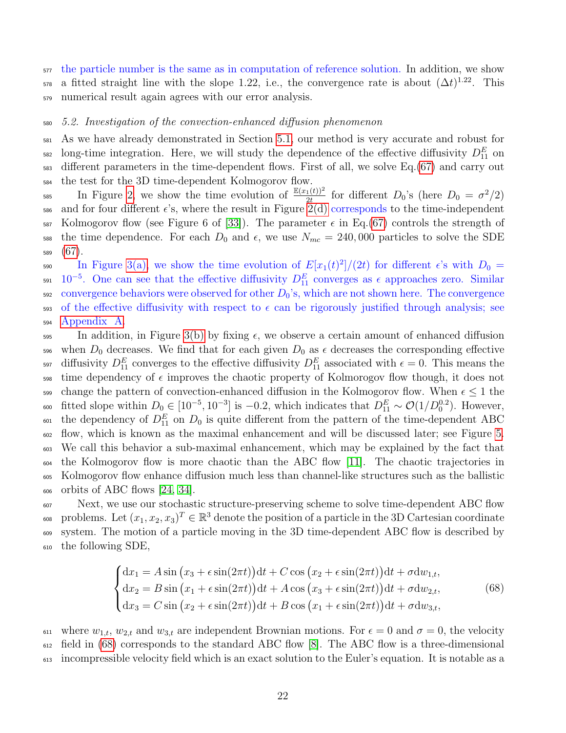the particle number is the same as in computation of reference solution. In addition, we show a fitted straight line with the slope 1.22, i.e., the convergence rate is about $(\Delta t)^{1.22}$. This numerical result again agrees with our error analysis.

### *5.2. Investigation of the convection-enhanced diffusion phenomenon*

As we have already demonstrated in Section 5.1, our method is very accurate and robust for long-time integration. Here, we will study the dependence of the effective diffusivity $D_{11}^E$ on different parameters in the time-dependent flows. First of all, we solve Eq.(67) and carry out the test for the 3D time-dependent Kolmogorov flow.

In Figure 2, we show the time evolution of $\frac{\mathbb{E}(x_1(t))^2}{2t}$ for different $D_0$'s (here $D_0 = \sigma^2/2$) and for four different $\epsilon$'s, where the result in Figure 2(d) corresponds to the time-independent Kolmogorov flow (see Figure 6 of [33]). The parameter $\epsilon$ in Eq.(67) controls the strength of the time dependence. For each $D_0$ and $\epsilon$, we use $N_{mc} = 240,000$ particles to solve the SDE (67).

In Figure 3(a), we show the time evolution of $E[x_1(t)^2]/(2t)$ for different $\epsilon$'s with $D_0 = 10^{-5}$. One can see that the effective diffusivity $D_{11}^E$ converges as $\epsilon$ approaches zero. Similar convergence behaviors were observed for other $D_0$'s, which are not shown here. The convergence of the effective diffusivity with respect to $\epsilon$ can be rigorously justified through analysis; see Appendix A.

In addition, in Figure 3(b) by fixing $\epsilon$, we observe a certain amount of enhanced diffusion when $D_0$ decreases. We find that for each given $D_0$ as $\epsilon$ decreases the corresponding effective diffusivity $D_{11}^E$ converges to the effective diffusivity $D_{11}^E$ associated with $\epsilon = 0$. This means the time dependency of $\epsilon$ improves the chaotic property of Kolmorogov flow though, it does not change the pattern of convection-enhanced diffusion in the Kolmogorov flow. When $\epsilon \leq 1$ the fitted slope within $D_0 \in [10^{-5}, 10^{-3}]$ is $-0.2$, which indicates that $D_{11}^E \sim \mathcal{O}(1/D_0^{0.2})$. However, the dependency of $D_{11}^E$ on $D_0$ is quite different from the pattern of the time-dependent ABC flow, which is known as the maximal enhancement and will be discussed later; see Figure 5. We call this behavior a sub-maximal enhancement, which may be explained by the fact that the Kolmogorov flow is more chaotic than the ABC flow [11]. The chaotic trajectories in Kolmogorov flow enhance diffusion much less than channel-like structures such as the ballistic orbits of ABC flows [24, 34].

Next, we use our stochastic structure-preserving scheme to solve time-dependent ABC flow problems. Let $(x_1, x_2, x_3)^T \in \mathbb{R}^3$ denote the position of a particle in the 3D Cartesian coordinate system. The motion of a particle moving in the 3D time-dependent ABC flow is described by the following SDE,

$$
\begin{cases}
\mathrm{d}x_1 = A\sin\big(x_3 + \epsilon\sin(2\pi t)\big)\mathrm{d}t + C\cos\big(x_2 + \epsilon\sin(2\pi t)\big)\mathrm{d}t + \sigma \mathrm{d}w_{1,t}, \\
\mathrm{d}x_2 = B\sin\big(x_1 + \epsilon\sin(2\pi t)\big)\mathrm{d}t + A\cos\big(x_3 + \epsilon\sin(2\pi t)\big)\mathrm{d}t + \sigma \mathrm{d}w_{2,t}, \\
\mathrm{d}x_3 = C\sin\big(x_2 + \epsilon\sin(2\pi t)\big)\mathrm{d}t + B\cos\big(x_1 + \epsilon\sin(2\pi t)\big)\mathrm{d}t + \sigma \mathrm{d}w_{3,t},
\end{cases}
\tag{68}
$$

where $w_{1,t}$, $w_{2,t}$ and $w_{3,t}$ are independent Brownian motions. For $\epsilon = 0$ and $\sigma = 0$, the velocity field in (68) corresponds to the standard ABC flow [8]. The ABC flow is a three-dimensional incompressible velocity field which is an exact solution to the Euler's equation. It is notable as a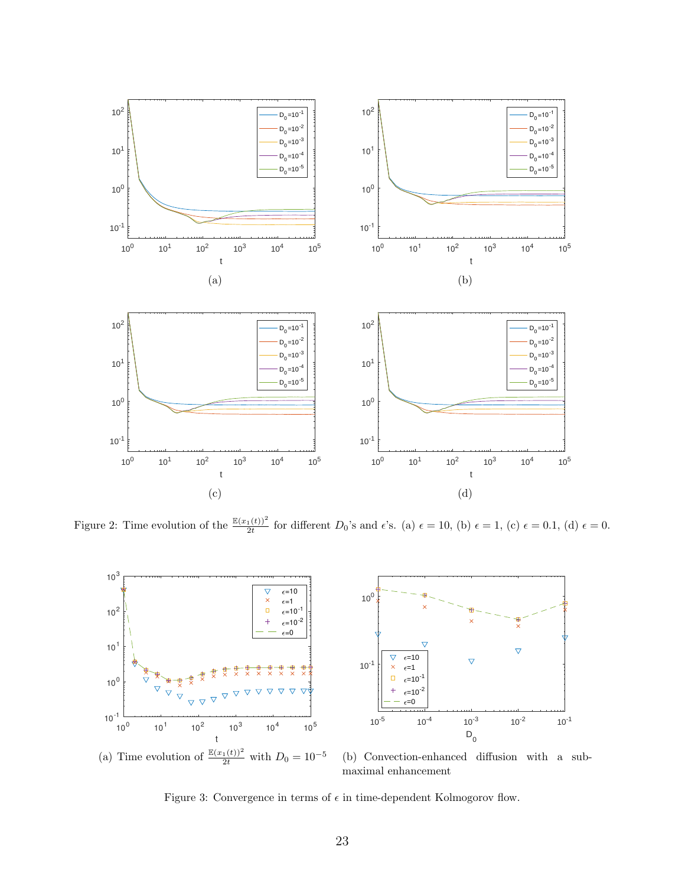(a)

(b)

(c)

(d)

Figure 2: Time evolution of the $\frac{\mathbb{E}(x_1(t))^2}{2t}$ for different $D_0$'s and $\epsilon$'s. (a) $\epsilon = 10$, (b) $\epsilon = 1$, (c) $\epsilon = 0.1$, (d) $\epsilon = 0$.

(a) Time evolution of $\frac{\mathbb{E}(x_1(t))^2}{2t}$ with $D_0 = 10^{-5}$

(b) Convection-enhanced diffusion with a sub-maximal enhancement

Figure 3: Convergence in terms of $\epsilon$ in time-dependent Kolmogorov flow.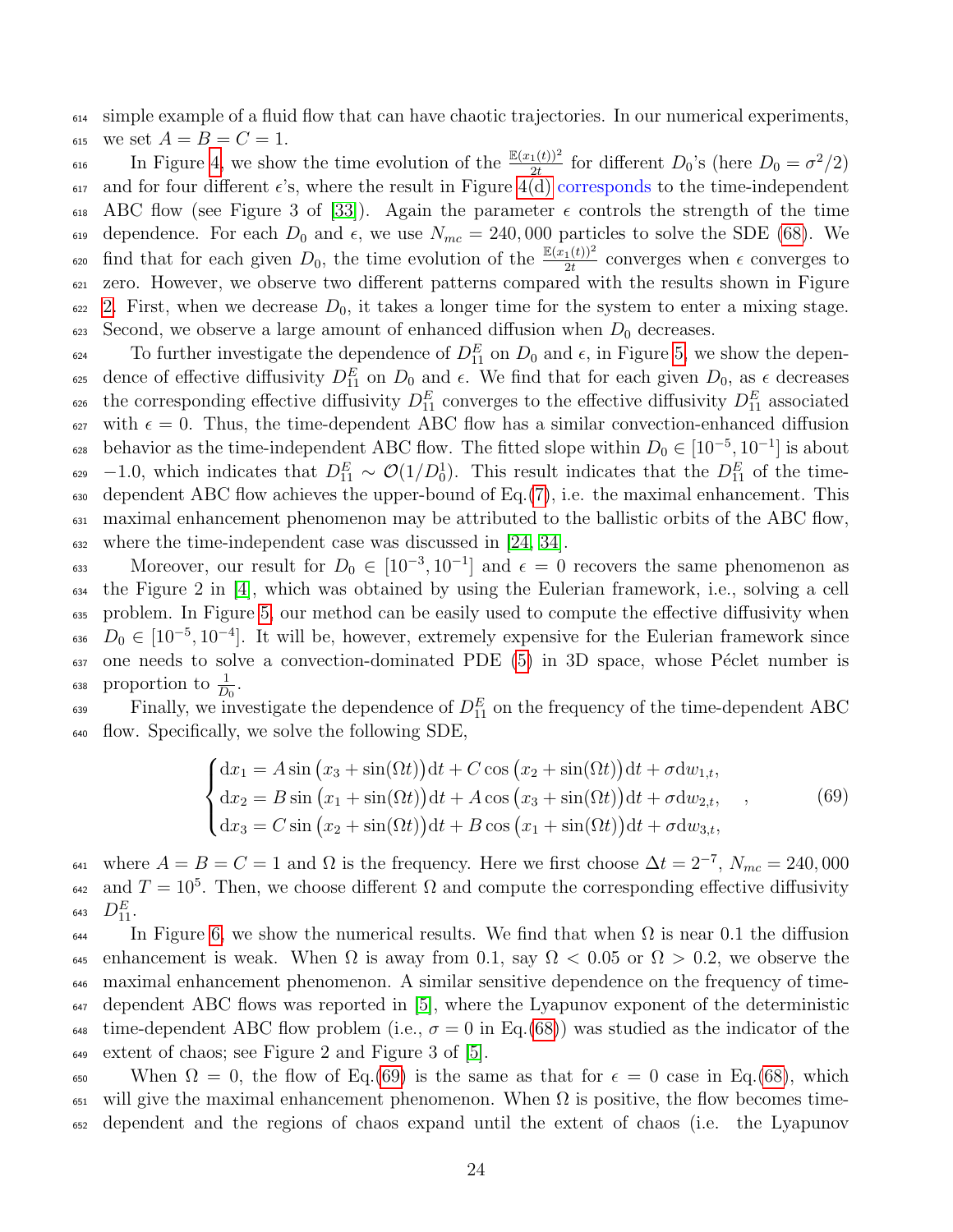simple example of a fluid flow that can have chaotic trajectories. In our numerical experiments, we set $A = B = C = 1$.

In Figure 4, we show the time evolution of the $\frac{\mathbb{E}(x_1(t))^2}{2t}$ for different $D_0$'s (here $D_0 = \sigma^2/2$) and for four different $\epsilon$'s, where the result in Figure 4(d) corresponds to the time-independent ABC flow (see Figure 3 of [33]). Again the parameter $\epsilon$ controls the strength of the time dependence. For each $D_0$ and $\epsilon$, we use $N_{mc} = 240,000$ particles to solve the SDE (68). We find that for each given $D_0$, the time evolution of the $\frac{\mathbb{E}(x_1(t))^2}{2t}$ converges when $\epsilon$ converges to zero. However, we observe two different patterns compared with the results shown in Figure 2. First, when we decrease $D_0$, it takes a longer time for the system to enter a mixing stage. Second, we observe a large amount of enhanced diffusion when $D_0$ decreases.

To further investigate the dependence of $D_{11}^E$ on $D_0$ and $\epsilon$, in Figure 5, we show the dependence of effective diffusivity $D_{11}^E$ on $D_0$ and $\epsilon$. We find that for each given $D_0$, as $\epsilon$ decreases the corresponding effective diffusivity $D_{11}^E$ converges to the effective diffusivity $D_{11}^E$ associated with $\epsilon = 0$. Thus, the time-dependent ABC flow has a similar convection-enhanced diffusion behavior as the time-independent ABC flow. The fitted slope within $D_0 \in [10^{-5}, 10^{-1}]$ is about $-1.0$, which indicates that $D_{11}^E \sim \mathcal{O}(1/D_0^1)$. This result indicates that the $D_{11}^E$ of the time-dependent ABC flow achieves the upper-bound of Eq.(7), i.e. the maximal enhancement. This maximal enhancement phenomenon may be attributed to the ballistic orbits of the ABC flow, where the time-independent case was discussed in [24, 34].

Moreover, our result for $D_0 \in [10^{-3}, 10^{-1}]$ and $\epsilon = 0$ recovers the same phenomenon as the Figure 2 in [4], which was obtained by using the Eulerian framework, i.e., solving a cell problem. In Figure 5, our method can be easily used to compute the effective diffusivity when $D_0 \in [10^{-5}, 10^{-4}]$. It will be, however, extremely expensive for the Eulerian framework since one needs to solve a convection-dominated PDE (5) in 3D space, whose Péclet number is proportion to $\frac{1}{D_0}$.

Finally, we investigate the dependence of $D_{11}^E$ on the frequency of the time-dependent ABC flow. Specifically, we solve the following SDE,

$$
\begin{cases}
\mathrm{d}x_1 = A\sin\big(x_3 + \sin(\Omega t)\big)\mathrm{d}t + C\cos\big(x_2 + \sin(\Omega t)\big)\mathrm{d}t + \sigma \mathrm{d}w_{1,t}, \\
\mathrm{d}x_2 = B\sin\big(x_1 + \sin(\Omega t)\big)\mathrm{d}t + A\cos\big(x_3 + \sin(\Omega t)\big)\mathrm{d}t + \sigma \mathrm{d}w_{2,t}, \\
\mathrm{d}x_3 = C\sin\big(x_2 + \sin(\Omega t)\big)\mathrm{d}t + B\cos\big(x_1 + \sin(\Omega t)\big)\mathrm{d}t + \sigma \mathrm{d}w_{3,t},
\end{cases}
, \tag{69}
$$

where $A = B = C = 1$ and $\Omega$ is the frequency. Here we first choose $\Delta t = 2^{-7}$, $N_{mc} = 240,000$ and $T = 10^5$. Then, we choose different $\Omega$ and compute the corresponding effective diffusivity $D_{11}^E$.

In Figure 6, we show the numerical results. We find that when $\Omega$ is near 0.1 the diffusion enhancement is weak. When $\Omega$ is away from 0.1, say $\Omega < 0.05$ or $\Omega > 0.2$, we observe the maximal enhancement phenomenon. A similar sensitive dependence on the frequency of time-dependent ABC flows was reported in [5], where the Lyapunov exponent of the deterministic time-dependent ABC flow problem (i.e., $\sigma = 0$ in Eq.(68)) was studied as the indicator of the extent of chaos; see Figure 2 and Figure 3 of [5].

When $\Omega = 0$, the flow of Eq.(69) is the same as that for $\epsilon = 0$ case in Eq.(68), which will give the maximal enhancement phenomenon. When $\Omega$ is positive, the flow becomes time-dependent and the regions of chaos expand until the extent of chaos (i.e. the Lyapunov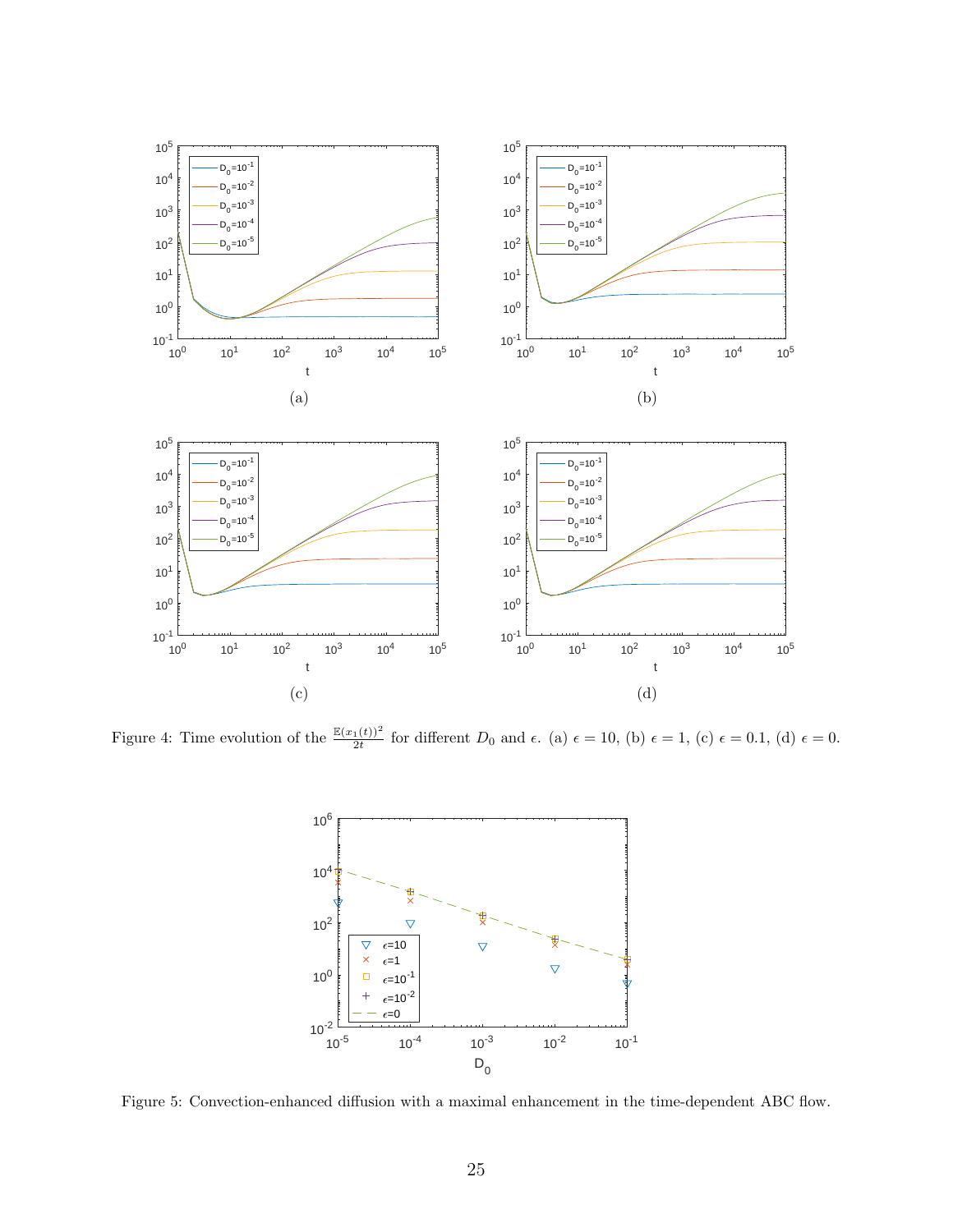Figure 4: Time evolution of the $\frac{\mathbb{E}(x_1(t))^2}{2t}$ for different $D_0$ and $\epsilon$. (a) $\epsilon = 10$, (b) $\epsilon = 1$, (c) $\epsilon = 0.1$, (d) $\epsilon = 0$.

Figure 5: Convection-enhanced diffusion with a maximal enhancement in the time-dependent ABC flow.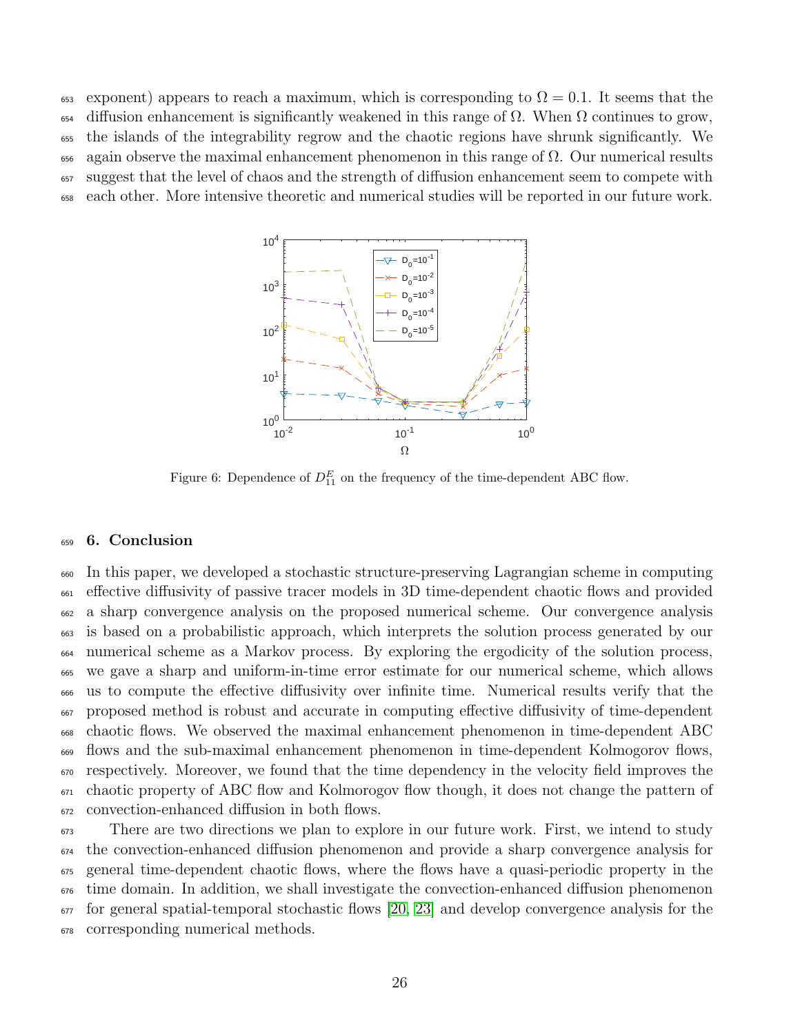exponent) appears to reach a maximum, which is corresponding to $\Omega = 0.1$. It seems that the diffusion enhancement is significantly weakened in this range of $\Omega$. When $\Omega$ continues to grow, the islands of the integrability regrow and the chaotic regions have shrunk significantly. We again observe the maximal enhancement phenomenon in this range of $\Omega$. Our numerical results suggest that the level of chaos and the strength of diffusion enhancement seem to compete with each other. More intensive theoretic and numerical studies will be reported in our future work.

Figure 6: Dependence of $D_{11}^E$ on the frequency of the time-dependent ABC flow.

## 6. Conclusion

In this paper, we developed a stochastic structure-preserving Lagrangian scheme in computing effective diffusivity of passive tracer models in 3D time-dependent chaotic flows and provided a sharp convergence analysis on the proposed numerical scheme. Our convergence analysis is based on a probabilistic approach, which interprets the solution process generated by our numerical scheme as a Markov process. By exploring the ergodicity of the solution process, we gave a sharp and uniform-in-time error estimate for our numerical scheme, which allows us to compute the effective diffusivity over infinite time. Numerical results verify that the proposed method is robust and accurate in computing effective diffusivity of time-dependent chaotic flows. We observed the maximal enhancement phenomenon in time-dependent ABC flows and the sub-maximal enhancement phenomenon in time-dependent Kolmogorov flows, respectively. Moreover, we found that the time dependency in the velocity field improves the chaotic property of ABC flow and Kolmorogov flow though, it does not change the pattern of convection-enhanced diffusion in both flows.

There are two directions we plan to explore in our future work. First, we intend to study the convection-enhanced diffusion phenomenon and provide a sharp convergence analysis for general time-dependent chaotic flows, where the flows have a quasi-periodic property in the time domain. In addition, we shall investigate the convection-enhanced diffusion phenomenon for general spatial-temporal stochastic flows [20, 23] and develop convergence analysis for the corresponding numerical methods.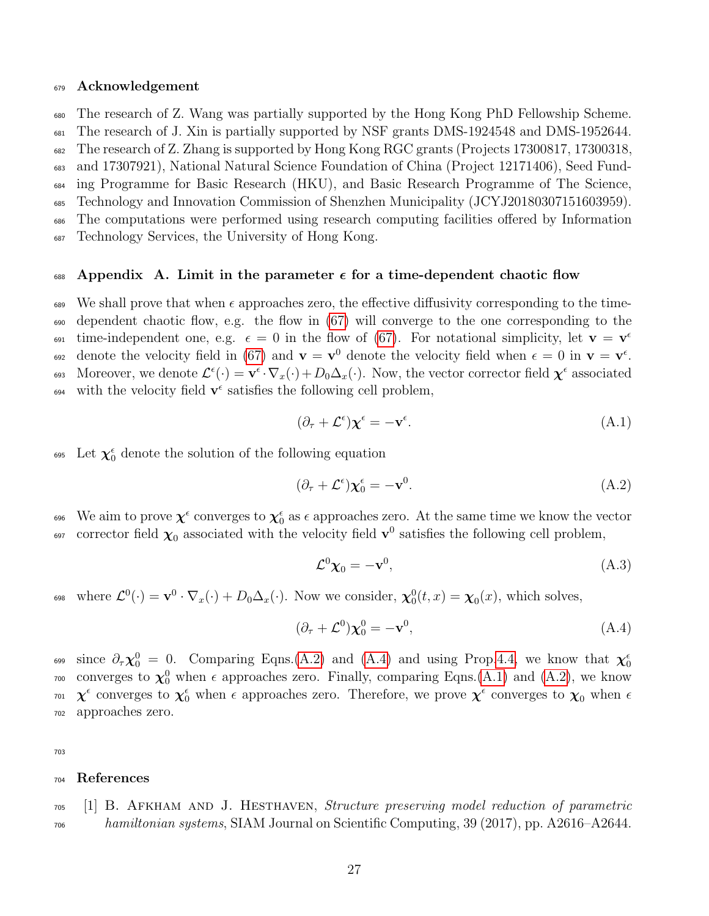## Acknowledgement

The research of Z. Wang was partially supported by the Hong Kong PhD Fellowship Scheme. The research of J. Xin is partially supported by NSF grants DMS-1924548 and DMS-1952644. The research of Z. Zhang is supported by Hong Kong RGC grants (Projects 17300817, 17300318, and 17307921), National Natural Science Foundation of China (Project 12171406), Seed Funding Programme for Basic Research (HKU), and Basic Research Programme of The Science, Technology and Innovation Commission of Shenzhen Municipality (JCYJ20180307151603959). The computations were performed using research computing facilities offered by Information Technology Services, the University of Hong Kong.

## Appendix A. Limit in the parameter $\epsilon$ for a time-dependent chaotic flow

We shall prove that when $\epsilon$ approaches zero, the effective diffusivity corresponding to the time-dependent chaotic flow, e.g. the flow in (67) will converge to the one corresponding to the time-independent one, e.g. $\epsilon = 0$ in the flow of (67). For notational simplicity, let $\mathbf{v} = \mathbf{v}^\epsilon$ denote the velocity field in (67) and $\mathbf{v} = \mathbf{v}^0$ denote the velocity field when $\epsilon = 0$ in $\mathbf{v} = \mathbf{v}^\epsilon$. Moreover, we denote $\mathcal{L}^\epsilon(\cdot) = \mathbf{v}^\epsilon \cdot \nabla_x(\cdot) + D_0 \Delta_x(\cdot)$. Now, the vector corrector field $\boldsymbol{\chi}^\epsilon$ associated with the velocity field $\mathbf{v}^\epsilon$ satisfies the following cell problem,

$$(\partial_\tau + \mathcal{L}^\epsilon)\boldsymbol{\chi}^\epsilon = -\mathbf{v}^\epsilon. \tag{A.1}$$

Let $\boldsymbol{\chi}_0^\epsilon$ denote the solution of the following equation

$$(\partial_\tau + \mathcal{L}^\epsilon)\boldsymbol{\chi}_0^\epsilon = -\mathbf{v}^0. \tag{A.2}$$

We aim to prove $\boldsymbol{\chi}^\epsilon$ converges to $\boldsymbol{\chi}_0^\epsilon$ as $\epsilon$ approaches zero. At the same time we know the vector corrector field $\boldsymbol{\chi}_0$ associated with the velocity field $\mathbf{v}^0$ satisfies the following cell problem,

$$\mathcal{L}^0\boldsymbol{\chi}_0 = -\mathbf{v}^0, \tag{A.3}$$

where $\mathcal{L}^0(\cdot) = \mathbf{v}^0 \cdot \nabla_x(\cdot) + D_0 \Delta_x(\cdot)$. Now we consider, $\boldsymbol{\chi}_0^0(t, x) = \boldsymbol{\chi}_0(x)$, which solves,

$$(\partial_\tau + \mathcal{L}^0)\boldsymbol{\chi}_0^0 = -\mathbf{v}^0, \tag{A.4}$$

since $\partial_\tau \boldsymbol{\chi}_0^0 = 0$. Comparing Eqns.(A.2) and (A.4) and using Prop.4.4, we know that $\boldsymbol{\chi}_0^\epsilon$ converges to $\boldsymbol{\chi}_0^0$ when $\epsilon$ approaches zero. Finally, comparing Eqns.(A.1) and (A.2), we know $\boldsymbol{\chi}^\epsilon$ converges to $\boldsymbol{\chi}_0^\epsilon$ when $\epsilon$ approaches zero. Therefore, we prove $\boldsymbol{\chi}^\epsilon$ converges to $\boldsymbol{\chi}_0$ when $\epsilon$ approaches zero.

## References

[1] B. Afkham and J. Hesthaven, *Structure preserving model reduction of parametric hamiltonian systems*, SIAM Journal on Scientific Computing, 39 (2017), pp. A2616–A2644.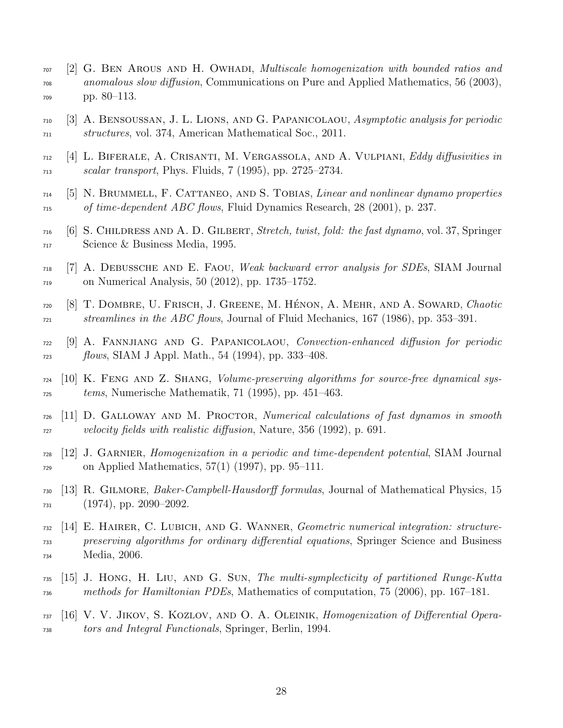[2] G. Ben Arous and H. Owhadi, *Multiscale homogenization with bounded ratios and anomalous slow diffusion*, Communications on Pure and Applied Mathematics, 56 (2003), pp. 80–113.

[3] A. Bensoussan, J. L. Lions, and G. Papanicolaou, *Asymptotic analysis for periodic structures*, vol. 374, American Mathematical Soc., 2011.

[4] L. Biferale, A. Crisanti, M. Vergassola, and A. Vulpiani, *Eddy diffusivities in scalar transport*, Phys. Fluids, 7 (1995), pp. 2725–2734.

[5] N. Brummell, F. Cattaneo, and S. Tobias, *Linear and nonlinear dynamo properties of time-dependent ABC flows*, Fluid Dynamics Research, 28 (2001), p. 237.

[6] S. Childress and A. D. Gilbert, *Stretch, twist, fold: the fast dynamo*, vol. 37, Springer Science & Business Media, 1995.

[7] A. Debussche and E. Faou, *Weak backward error analysis for SDEs*, SIAM Journal on Numerical Analysis, 50 (2012), pp. 1735–1752.

[8] T. Dombre, U. Frisch, J. Greene, M. Hénon, A. Mehr, and A. Soward, *Chaotic streamlines in the ABC flows*, Journal of Fluid Mechanics, 167 (1986), pp. 353–391.

[9] A. Fannjiang and G. Papanicolaou, *Convection-enhanced diffusion for periodic flows*, SIAM J Appl. Math., 54 (1994), pp. 333–408.

[10] K. Feng and Z. Shang, *Volume-preserving algorithms for source-free dynamical systems*, Numerische Mathematik, 71 (1995), pp. 451–463.

[11] D. Galloway and M. Proctor, *Numerical calculations of fast dynamos in smooth velocity fields with realistic diffusion*, Nature, 356 (1992), p. 691.

[12] J. Garnier, *Homogenization in a periodic and time-dependent potential*, SIAM Journal on Applied Mathematics, 57(1) (1997), pp. 95–111.

[13] R. Gilmore, *Baker-Campbell-Hausdorff formulas*, Journal of Mathematical Physics, 15 (1974), pp. 2090–2092.

[14] E. Hairer, C. Lubich, and G. Wanner, *Geometric numerical integration: structure-preserving algorithms for ordinary differential equations*, Springer Science and Business Media, 2006.

[15] J. Hong, H. Liu, and G. Sun, *The multi-symplecticity of partitioned Runge-Kutta methods for Hamiltonian PDEs*, Mathematics of computation, 75 (2006), pp. 167–181.

[16] V. V. Jikov, S. Kozlov, and O. A. Oleinik, *Homogenization of Differential Operators and Integral Functionals*, Springer, Berlin, 1994.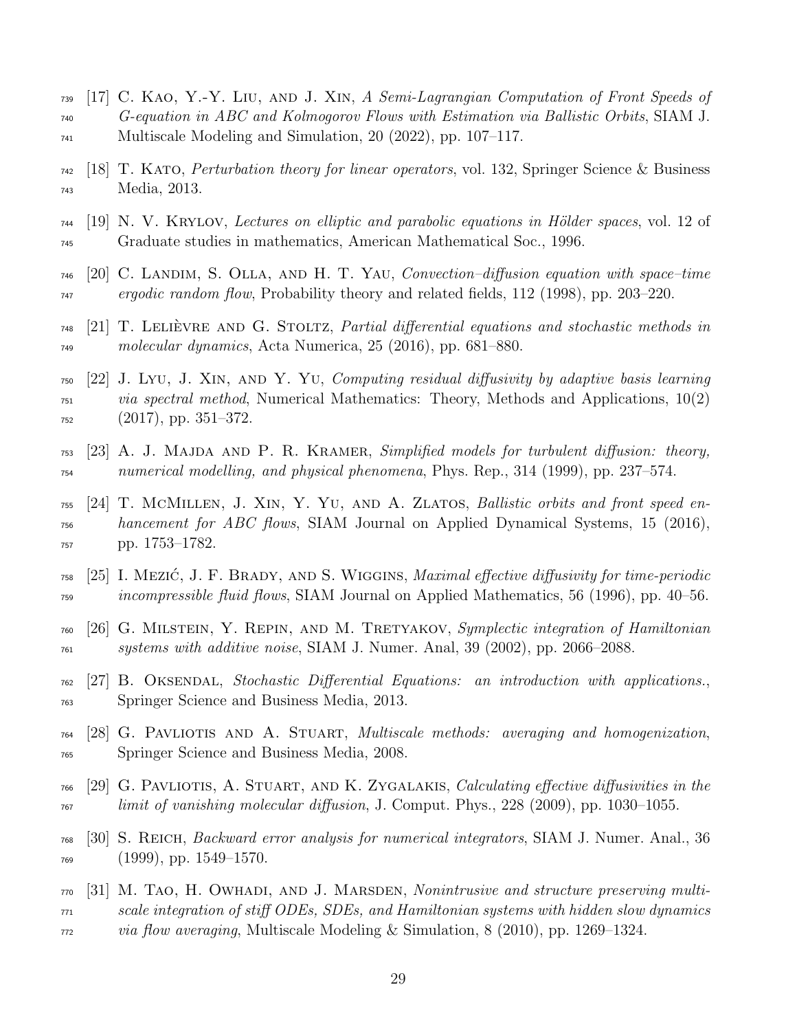[17] C. Kao, Y.-Y. Liu, and J. Xin, *A Semi-Lagrangian Computation of Front Speeds of G-equation in ABC and Kolmogorov Flows with Estimation via Ballistic Orbits*, SIAM J. Multiscale Modeling and Simulation, 20 (2022), pp. 107–117.

[18] T. Kato, *Perturbation theory for linear operators*, vol. 132, Springer Science & Business Media, 2013.

[19] N. V. Krylov, *Lectures on elliptic and parabolic equations in Hölder spaces*, vol. 12 of Graduate studies in mathematics, American Mathematical Soc., 1996.

[20] C. Landim, S. Olla, and H. T. Yau, *Convection–diffusion equation with space–time ergodic random flow*, Probability theory and related fields, 112 (1998), pp. 203–220.

[21] T. Lelièvre and G. Stoltz, *Partial differential equations and stochastic methods in molecular dynamics*, Acta Numerica, 25 (2016), pp. 681–880.

[22] J. Lyu, J. Xin, and Y. Yu, *Computing residual diffusivity by adaptive basis learning via spectral method*, Numerical Mathematics: Theory, Methods and Applications, 10(2) (2017), pp. 351–372.

[23] A. J. Majda and P. R. Kramer, *Simplified models for turbulent diffusion: theory, numerical modelling, and physical phenomena*, Phys. Rep., 314 (1999), pp. 237–574.

[24] T. McMillen, J. Xin, Y. Yu, and A. Zlatos, *Ballistic orbits and front speed enhancement for ABC flows*, SIAM Journal on Applied Dynamical Systems, 15 (2016), pp. 1753–1782.

[25] I. Mezić, J. F. Brady, and S. Wiggins, *Maximal effective diffusivity for time-periodic incompressible fluid flows*, SIAM Journal on Applied Mathematics, 56 (1996), pp. 40–56.

[26] G. Milstein, Y. Repin, and M. Tretyakov, *Symplectic integration of Hamiltonian systems with additive noise*, SIAM J. Numer. Anal, 39 (2002), pp. 2066–2088.

[27] B. Oksendal, *Stochastic Differential Equations: an introduction with applications.*, Springer Science and Business Media, 2013.

[28] G. Pavliotis and A. Stuart, *Multiscale methods: averaging and homogenization*, Springer Science and Business Media, 2008.

[29] G. Pavliotis, A. Stuart, and K. Zygalakis, *Calculating effective diffusivities in the limit of vanishing molecular diffusion*, J. Comput. Phys., 228 (2009), pp. 1030–1055.

[30] S. Reich, *Backward error analysis for numerical integrators*, SIAM J. Numer. Anal., 36 (1999), pp. 1549–1570.

[31] M. Tao, H. Owhadi, and J. Marsden, *Nonintrusive and structure preserving multiscale integration of stiff ODEs, SDEs, and Hamiltonian systems with hidden slow dynamics via flow averaging*, Multiscale Modeling & Simulation, 8 (2010), pp. 1269–1324.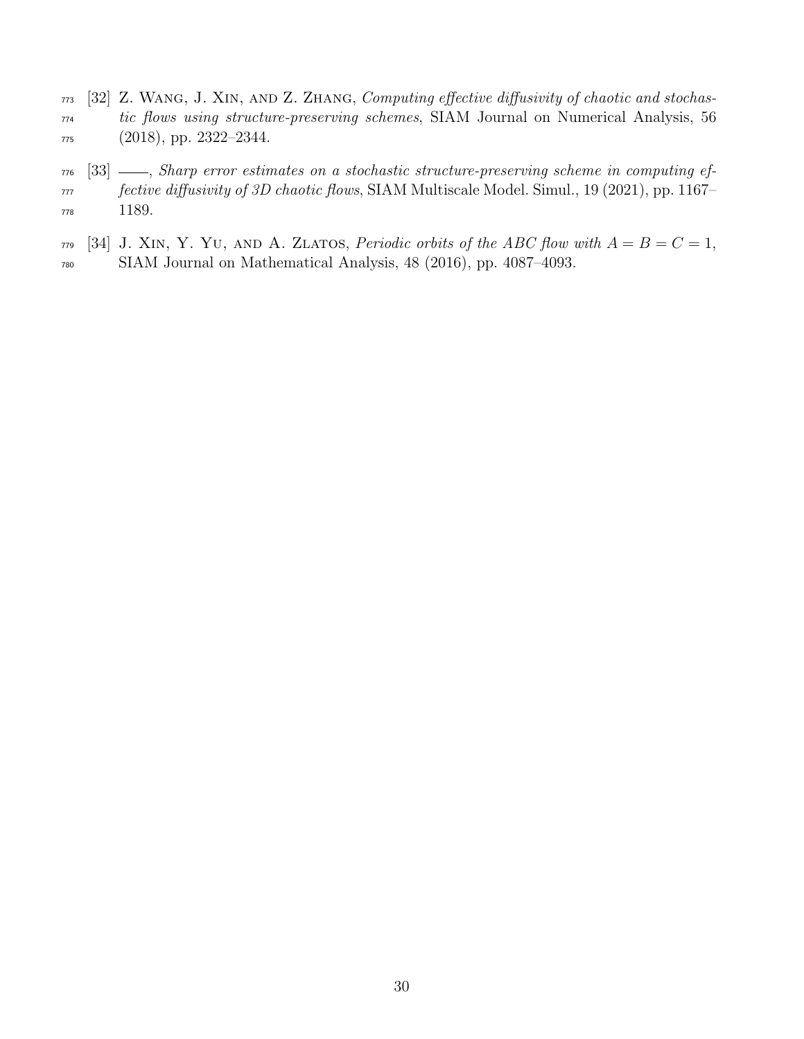[32] Z. Wang, J. Xin, and Z. Zhang, *Computing effective diffusivity of chaotic and stochastic flows using structure-preserving schemes*, SIAM Journal on Numerical Analysis, 56 (2018), pp. 2322–2344.

[33] ——, *Sharp error estimates on a stochastic structure-preserving scheme in computing effective diffusivity of 3D chaotic flows*, SIAM Multiscale Model. Simul., 19 (2021), pp. 1167–1189.

[34] J. Xin, Y. Yu, and A. Zlatos, *Periodic orbits of the ABC flow with $A = B = C = 1$*, SIAM Journal on Mathematical Analysis, 48 (2016), pp. 4087–4093.